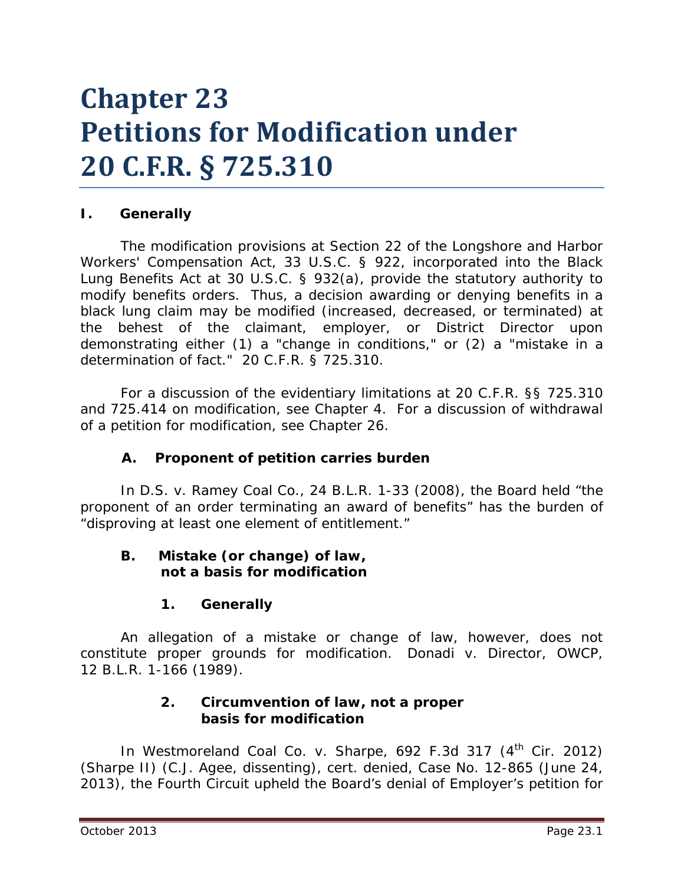# Chapter 23
# Petitions for Modification under 20 C.F.R. § 725.310

## I. Generally

The modification provisions at Section 22 of the Longshore and Harbor Workers' Compensation Act, 33 U.S.C. § 922, incorporated into the Black Lung Benefits Act at 30 U.S.C. § 932(a), provide the statutory authority to modify benefits orders. Thus, a decision awarding or denying benefits in a black lung claim may be modified (increased, decreased, or terminated) at the behest of the claimant, employer, or District Director upon demonstrating either (1) a "change in conditions," or (2) a "mistake in a determination of fact." 20 C.F.R. § 725.310.

For a discussion of the evidentiary limitations at 20 C.F.R. §§ 725.310 and 725.414 on modification, see Chapter 4. For a discussion of withdrawal of a petition for modification, see Chapter 26.

### A. Proponent of petition carries burden

In *D.S. v. Ramey Coal Co.*, 24 B.L.R. 1-33 (2008), the Board held "the proponent of an order terminating an award of benefits" has the burden of "disproving at least one element of entitlement."

### B. Mistake (or change) of law, not a basis for modification

#### 1. Generally

An allegation of a mistake or change of law, however, does not constitute proper grounds for modification. *Donadi v. Director, OWCP*, 12 B.L.R. 1-166 (1989).

#### 2. Circumvention of law, not a proper basis for modification

In *Westmoreland Coal Co. v. Sharpe*, 692 F.3d 317 (4th Cir. 2012) (Sharpe II) (C.J. Agee, dissenting), *cert. denied*, Case No. 12-865 (June 24, 2013), the Fourth Circuit upheld the Board's denial of Employer's petition for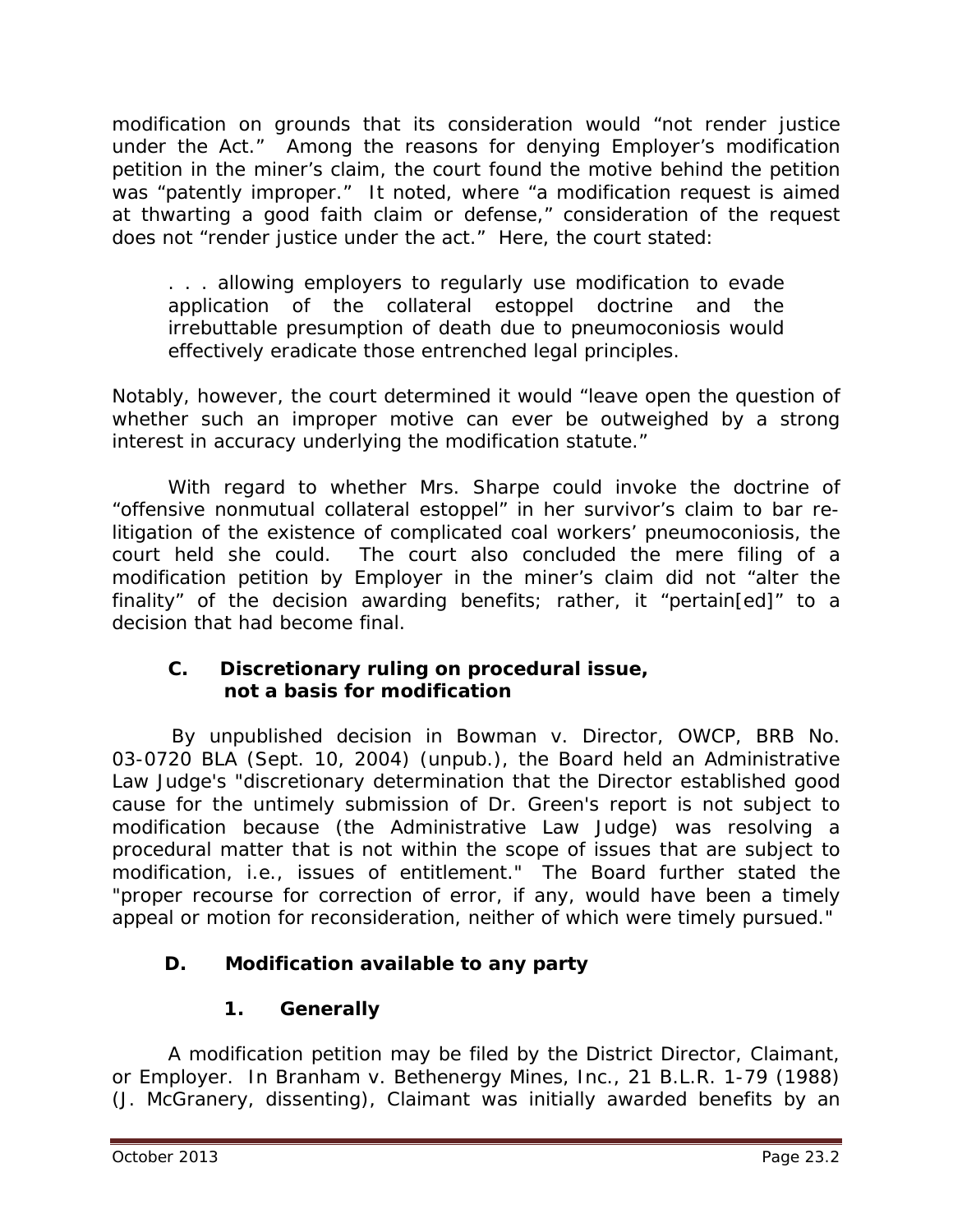modification on grounds that its consideration would "not render justice under the Act." Among the reasons for denying Employer's modification petition in the miner's claim, the court found the motive behind the petition was "patently improper." It noted, where "a modification request is aimed at thwarting a good faith claim or defense," consideration of the request does not "render justice under the act." Here, the court stated:

> . . . allowing employers to regularly use modification to evade application of the collateral estoppel doctrine and the irrebuttable presumption of death due to pneumoconiosis would effectively eradicate those entrenched legal principles.

Notably, however, the court determined it would "leave open the question of whether such an improper motive can ever be outweighed by a strong interest in accuracy underlying the modification statute."

With regard to whether Mrs. Sharpe could invoke the doctrine of "offensive nonmutual collateral estoppel" in her survivor's claim to bar re-litigation of the existence of complicated coal workers' pneumoconiosis, the court held she could. The court also concluded the mere filing of a modification petition by Employer in the miner's claim did not "alter the finality" of the decision awarding benefits; rather, it "pertain[ed]" to a decision that had become final.

### C. Discretionary ruling on procedural issue, not a basis for modification

By unpublished decision in *Bowman v. Director, OWCP*, BRB No. 03-0720 BLA (Sept. 10, 2004) (unpub.), the Board held an Administrative Law Judge's "discretionary determination that the Director established good cause for the untimely submission of Dr. Green's report is not subject to modification because (the Administrative Law Judge) was resolving a procedural matter that is not within the scope of issues that are subject to modification, i.e., issues of entitlement." The Board further stated the "proper recourse for correction of error, if any, would have been a timely appeal or motion for reconsideration, neither of which were timely pursued."

### D. Modification available to any party

#### 1. Generally

A modification petition may be filed by the District Director, Claimant, or Employer. In *Branham v. Bethenergy Mines, Inc.*, 21 B.L.R. 1-79 (1988) (J. McGranery, dissenting), Claimant was initially awarded benefits by an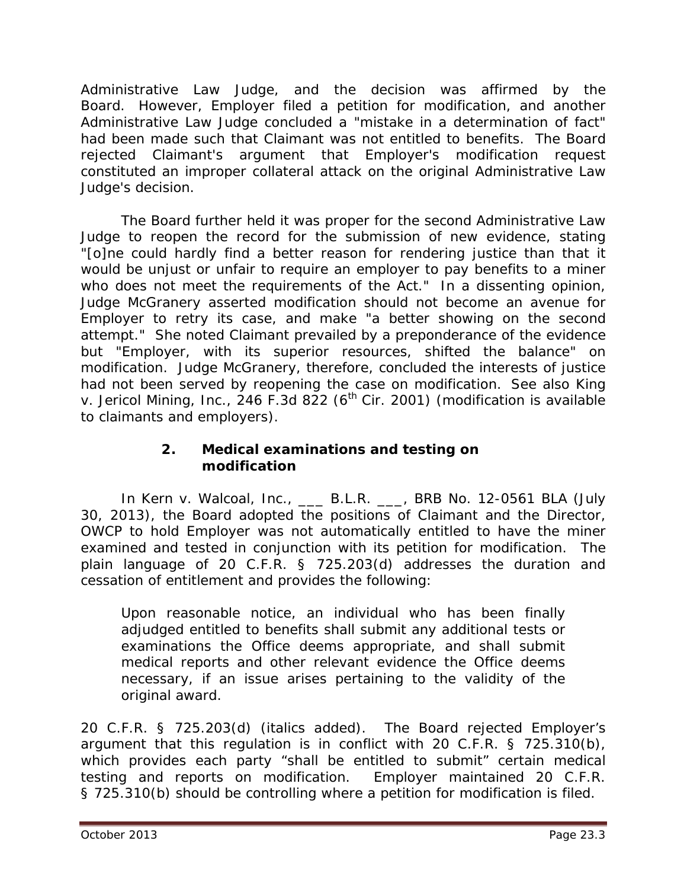Administrative Law Judge, and the decision was affirmed by the Board. However, Employer filed a petition for modification, and another Administrative Law Judge concluded a "mistake in a determination of fact" had been made such that Claimant was not entitled to benefits. The Board rejected Claimant's argument that Employer's modification request constituted an improper collateral attack on the original Administrative Law Judge's decision.

The Board further held it was proper for the second Administrative Law Judge to reopen the record for the submission of new evidence, stating "[o]ne could hardly find a better reason for rendering justice than that it would be unjust or unfair to require an employer to pay benefits to a miner who does not meet the requirements of the Act." In a dissenting opinion, Judge McGranery asserted modification should not become an avenue for Employer to retry its case, and make "a better showing on the second attempt." She noted Claimant prevailed by a preponderance of the evidence but "Employer, with its superior resources, shifted the balance" on modification. Judge McGranery, therefore, concluded the interests of justice had not been served by reopening the case on modification. *See also King v. Jericol Mining, Inc.*, 246 F.3d 822 (6th Cir. 2001) (modification is available to claimants and employers).

### 2. Medical examinations and testing on modification

In *Kern v. Walcoal, Inc.*, ___ B.L.R. ___, BRB No. 12-0561 BLA (July 30, 2013), the Board adopted the positions of Claimant and the Director, OWCP to hold Employer was not automatically entitled to have the miner examined and tested in conjunction with its petition for modification. The plain language of 20 C.F.R. § 725.203(d) addresses the duration and cessation of entitlement and provides the following:

> Upon reasonable notice, an individual who has been finally adjudged entitled to benefits shall submit any additional tests or examinations the Office deems appropriate, and shall submit medical reports and other relevant evidence the Office deems necessary, if an issue arises pertaining to the validity of the original award.

20 C.F.R. § 725.203(d) (italics added). The Board rejected Employer's argument that this regulation is in conflict with 20 C.F.R. § 725.310(b), which provides each party "shall be entitled to submit" certain medical testing and reports on modification. Employer maintained 20 C.F.R. § 725.310(b) should be controlling where a petition for modification is filed.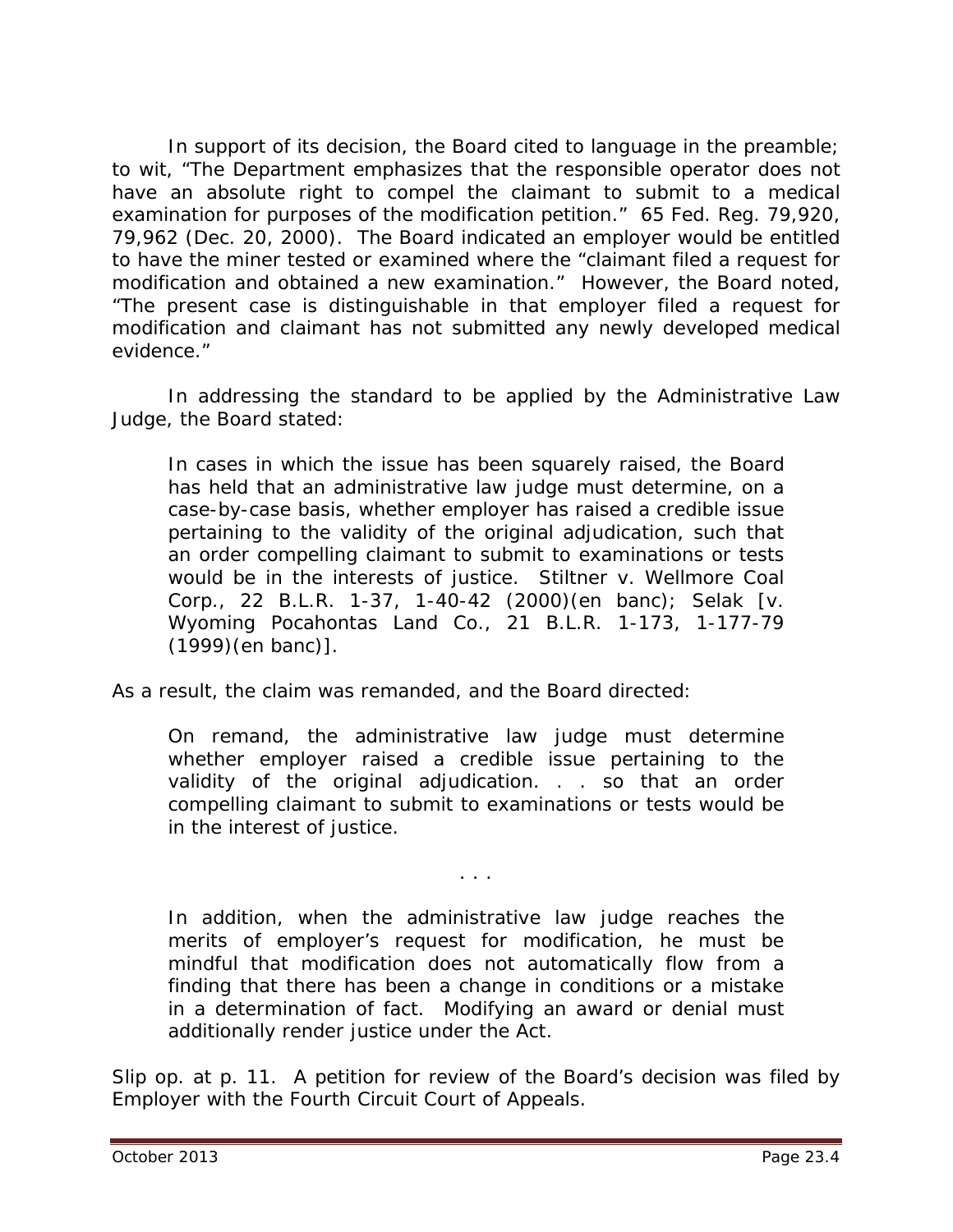In support of its decision, the Board cited to language in the preamble; to wit, "The Department emphasizes that the responsible operator does not have an absolute right to compel the claimant to submit to a medical examination for purposes of the modification petition." 65 Fed. Reg. 79,920, 79,962 (Dec. 20, 2000). The Board indicated an employer would be entitled to have the miner tested or examined where the "claimant filed a request for modification and obtained a new examination." However, the Board noted, "The present case is distinguishable in that employer filed a request for modification and claimant has not submitted any newly developed medical evidence."

In addressing the standard to be applied by the Administrative Law Judge, the Board stated:

> In cases in which the issue has been squarely raised, the Board has held that an administrative law judge must determine, on a case-by-case basis, whether employer has raised a credible issue pertaining to the validity of the original adjudication, such that an order compelling claimant to submit to examinations or tests would be in the interests of justice. *Stiltner v. Wellmore Coal Corp.*, 22 B.L.R. 1-37, 1-40-42 (2000)(en banc); *Selak* [*v. Wyoming Pocahontas Land Co.*, 21 B.L.R. 1-173, 1-177-79 (1999)(en banc)].

As a result, the claim was remanded, and the Board directed:

> On remand, the administrative law judge must determine whether employer raised a credible issue pertaining to the validity of the original adjudication. . . so that an order compelling claimant to submit to examinations or tests would be in the interest of justice.
>
> . . .
>
> In addition, when the administrative law judge reaches the merits of employer's request for modification, he must be mindful that modification does not automatically flow from a finding that there has been a change in conditions or a mistake in a determination of fact. Modifying an award or denial must additionally render justice under the Act.

*Slip op.* at p. 11. A petition for review of the Board's decision was filed by Employer with the Fourth Circuit Court of Appeals.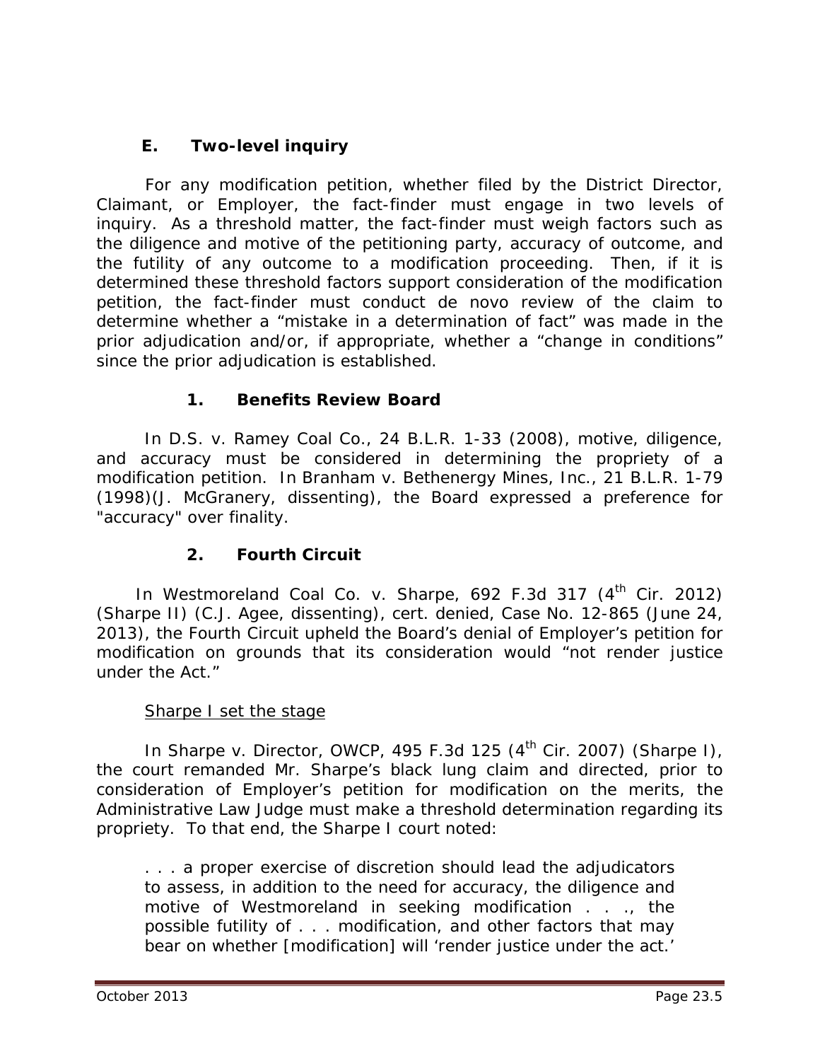## E. Two-level inquiry

For any modification petition, whether filed by the District Director, Claimant, or Employer, the fact-finder must engage in two levels of inquiry. As a threshold matter, the fact-finder must weigh factors such as the diligence and motive of the petitioning party, accuracy of outcome, and the futility of any outcome to a modification proceeding. Then, if it is determined these threshold factors support consideration of the modification petition, the fact-finder must conduct de novo review of the claim to determine whether a "mistake in a determination of fact" was made in the prior adjudication and/or, if appropriate, whether a "change in conditions" since the prior adjudication is established.

### 1. Benefits Review Board

In *D.S. v. Ramey Coal Co.*, 24 B.L.R. 1-33 (2008), motive, diligence, and accuracy must be considered in determining the propriety of a modification petition. In *Branham v. Bethenergy Mines, Inc.*, 21 B.L.R. 1-79 (1998)(J. McGranery, dissenting), the Board expressed a preference for "accuracy" over finality.

### 2. Fourth Circuit

In *Westmoreland Coal Co. v. Sharpe*, 692 F.3d 317 (4th Cir. 2012) (*Sharpe II*) (C.J. Agee, dissenting), *cert. denied*, Case No. 12-865 (June 24, 2013), the Fourth Circuit upheld the Board's denial of Employer's petition for modification on grounds that its consideration would "not render justice under the Act."

<u>*Sharpe I* set the stage</u>

In *Sharpe v. Director, OWCP*, 495 F.3d 125 (4th Cir. 2007) (*Sharpe I*), the court remanded Mr. Sharpe's black lung claim and directed, prior to consideration of Employer's petition for modification on the merits, the Administrative Law Judge must make a threshold determination regarding its propriety. To that end, the *Sharpe I* court noted:

> . . . a proper exercise of discretion should lead the adjudicators to assess, in addition to the need for accuracy, the diligence and motive of Westmoreland in seeking modification . . ., the possible futility of . . . modification, and other factors that may bear on whether [modification] will 'render justice under the act.'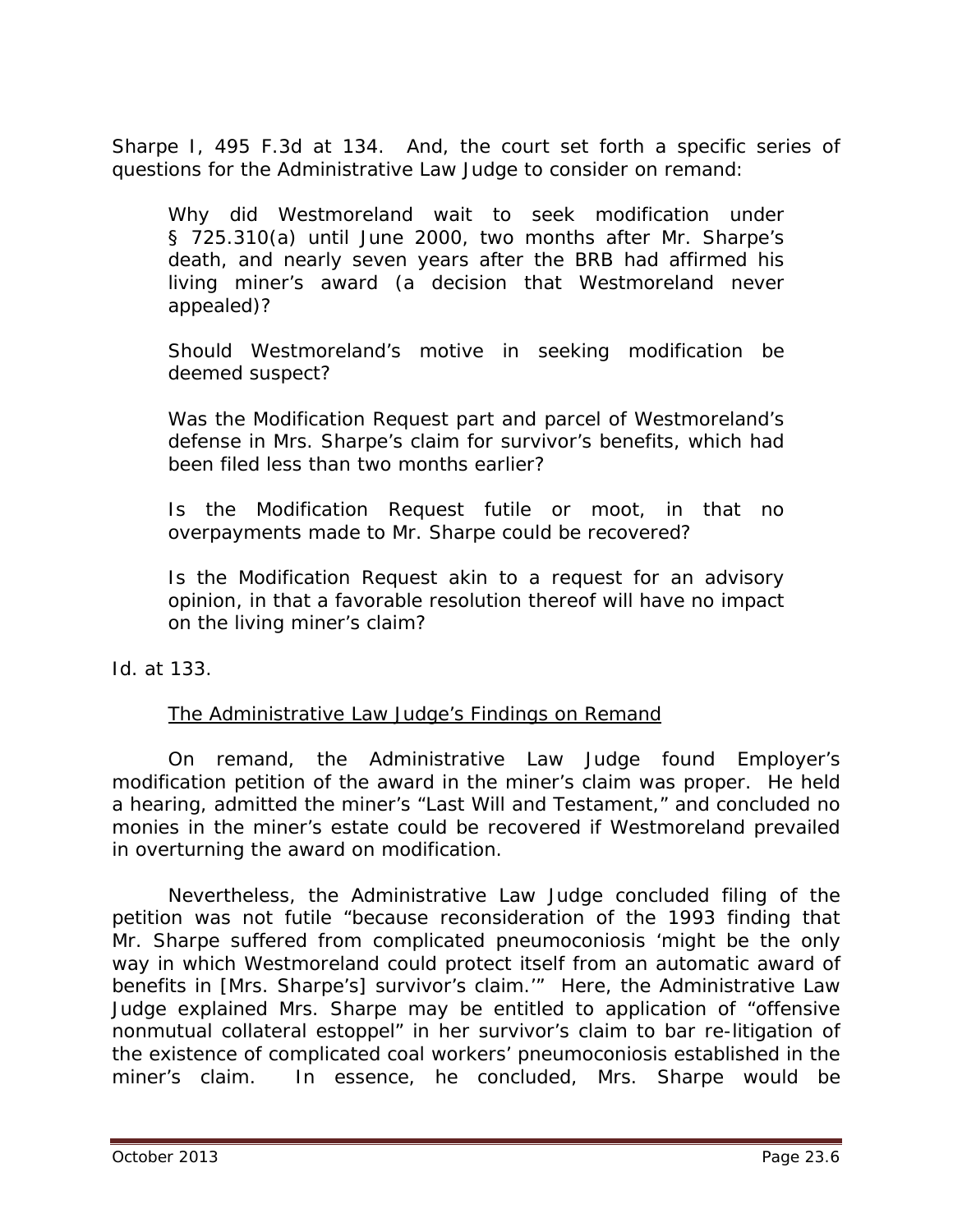*Sharpe I*, 495 F.3d at 134. And, the court set forth a specific series of questions for the Administrative Law Judge to consider on remand:

> Why did Westmoreland wait to seek modification under § 725.310(a) until June 2000, two months after Mr. Sharpe's death, and nearly seven years after the BRB had affirmed his living miner's award (a decision that Westmoreland never appealed)?
>
> Should Westmoreland's motive in seeking modification be deemed suspect?
>
> Was the Modification Request part and parcel of Westmoreland's defense in Mrs. Sharpe's claim for survivor's benefits, which had been filed less than two months earlier?
>
> Is the Modification Request futile or moot, in that no overpayments made to Mr. Sharpe could be recovered?
>
> Is the Modification Request akin to a request for an advisory opinion, in that a favorable resolution thereof will have no impact on the living miner's claim?

*Id.* at 133.

<u>The Administrative Law Judge's Findings on Remand</u>

On remand, the Administrative Law Judge found Employer's modification petition of the award in the miner's claim was proper. He held a hearing, admitted the miner's "Last Will and Testament," and concluded no monies in the miner's estate could be recovered if Westmoreland prevailed in overturning the award on modification.

Nevertheless, the Administrative Law Judge concluded filing of the petition was not futile "because reconsideration of the 1993 finding that Mr. Sharpe suffered from complicated pneumoconiosis 'might be the only way in which Westmoreland could protect itself from an automatic award of benefits in [Mrs. Sharpe's] survivor's claim.'" Here, the Administrative Law Judge explained Mrs. Sharpe may be entitled to application of "offensive nonmutual collateral estoppel" in her survivor's claim to bar re-litigation of the existence of complicated coal workers' pneumoconiosis established in the miner's claim. In essence, he concluded, Mrs. Sharpe would be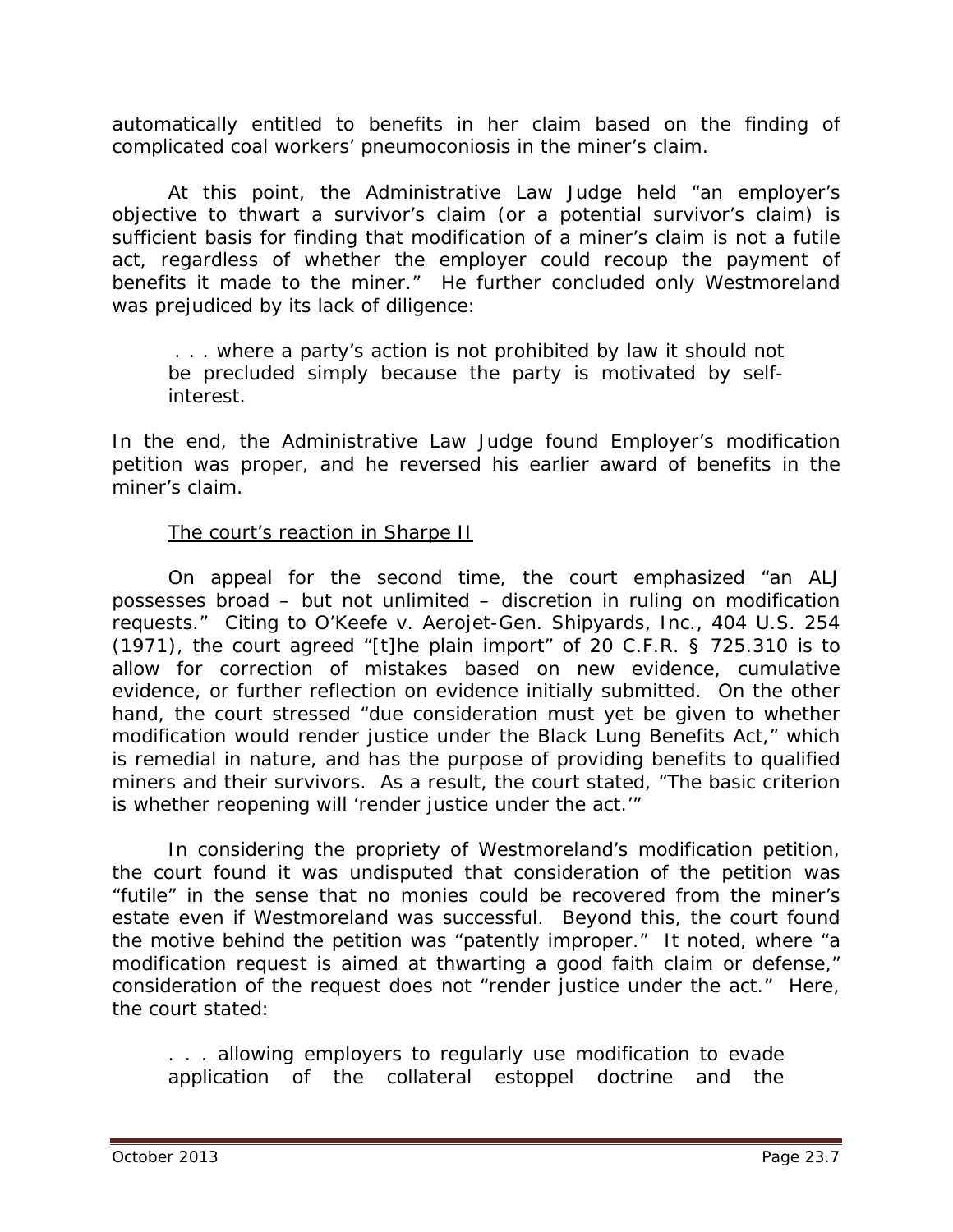automatically entitled to benefits in her claim based on the finding of complicated coal workers' pneumoconiosis in the miner's claim.

At this point, the Administrative Law Judge held "an employer's objective to thwart a survivor's claim (or a potential survivor's claim) is sufficient basis for finding that modification of a miner's claim is not a futile act, regardless of whether the employer could recoup the payment of benefits it made to the miner." He further concluded only Westmoreland was prejudiced by its lack of diligence:

> . . . where a party's action is not prohibited by law it should not be precluded simply because the party is motivated by self-interest.

In the end, the Administrative Law Judge found Employer's modification petition was proper, and he reversed his earlier award of benefits in the miner's claim.

<u>The court's reaction in Sharpe II</u>

On appeal for the second time, the court emphasized "an ALJ possesses broad – but not unlimited – discretion in ruling on modification requests." Citing to *O'Keefe v. Aerojet-Gen. Shipyards, Inc.*, 404 U.S. 254 (1971), the court agreed "[t]he plain import" of 20 C.F.R. § 725.310 is to allow for correction of mistakes based on new evidence, cumulative evidence, or further reflection on evidence initially submitted. On the other hand, the court stressed "due consideration must yet be given to whether modification would render justice under the Black Lung Benefits Act," which is remedial in nature, and has the purpose of providing benefits to qualified miners and their survivors. As a result, the court stated, "The basic criterion is whether reopening will 'render justice under the act.'"

In considering the propriety of Westmoreland's modification petition, the court found it was undisputed that consideration of the petition was "futile" in the sense that no monies could be recovered from the miner's estate even if Westmoreland was successful. Beyond this, the court found the motive behind the petition was "patently improper." It noted, where "a modification request is aimed at thwarting a good faith claim or defense," consideration of the request does not "render justice under the act." Here, the court stated:

> . . . allowing employers to regularly use modification to evade application of the collateral estoppel doctrine and the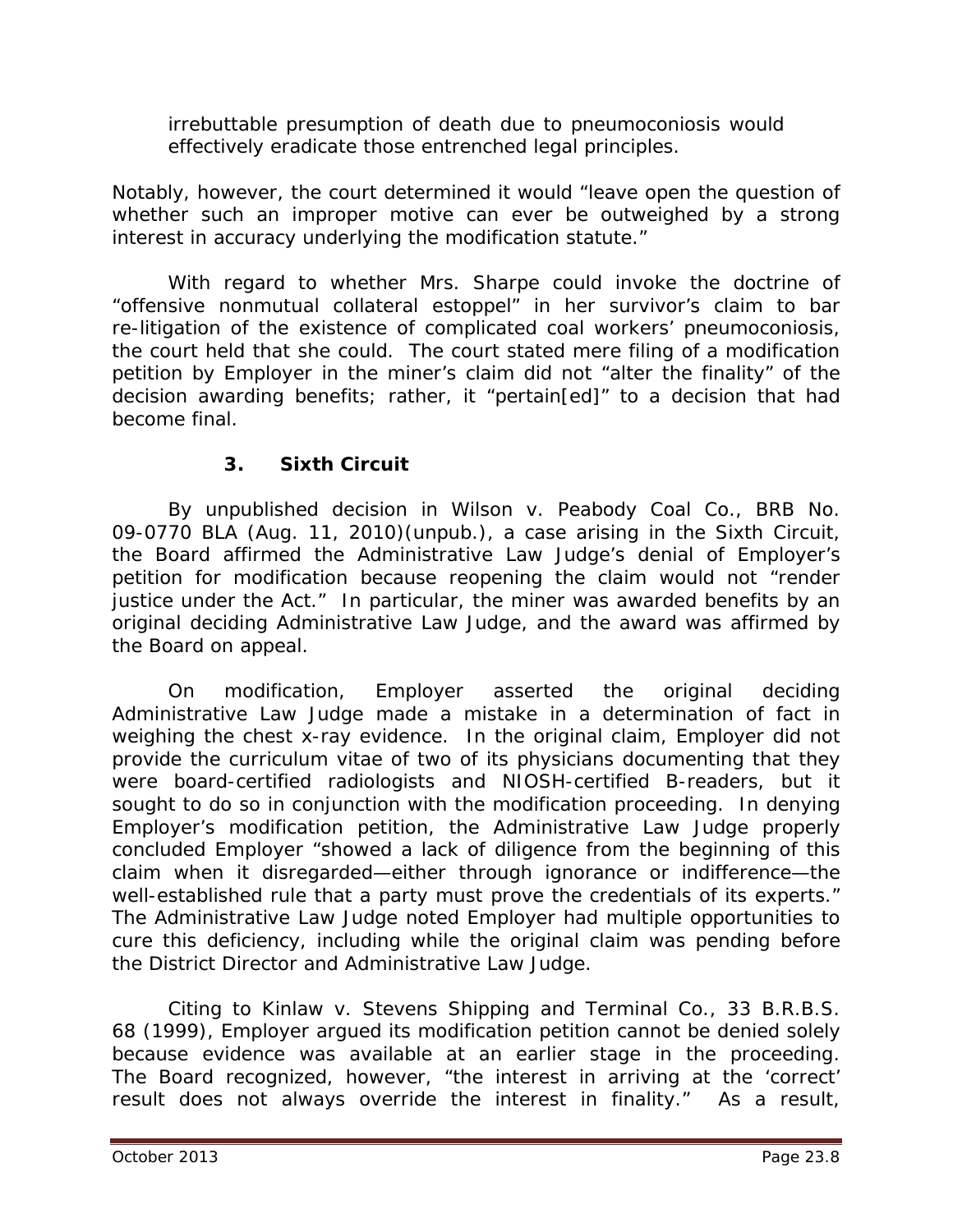irrebuttable presumption of death due to pneumoconiosis would effectively eradicate those entrenched legal principles.

Notably, however, the court determined it would "leave open the question of whether such an improper motive can ever be outweighed by a strong interest in accuracy underlying the modification statute."

With regard to whether Mrs. Sharpe could invoke the doctrine of "offensive nonmutual collateral estoppel" in her survivor's claim to bar re-litigation of the existence of complicated coal workers' pneumoconiosis, the court held that she could. The court stated mere filing of a modification petition by Employer in the miner's claim did not "alter the finality" of the decision awarding benefits; rather, it "pertain[ed]" to a decision that had become final.

### 3. Sixth Circuit

By unpublished decision in *Wilson v. Peabody Coal Co.*, BRB No. 09-0770 BLA (Aug. 11, 2010)(unpub.), a case arising in the Sixth Circuit, the Board affirmed the Administrative Law Judge's denial of Employer's petition for modification because reopening the claim would not "render justice under the Act." In particular, the miner was awarded benefits by an original deciding Administrative Law Judge, and the award was affirmed by the Board on appeal.

On modification, Employer asserted the original deciding Administrative Law Judge made a mistake in a determination of fact in weighing the chest x-ray evidence. In the original claim, Employer did not provide the curriculum vitae of two of its physicians documenting that they were board-certified radiologists and NIOSH-certified B-readers, but it sought to do so in conjunction with the modification proceeding. In denying Employer's modification petition, the Administrative Law Judge properly concluded Employer "showed a lack of diligence from the beginning of this claim when it disregarded—either through ignorance or indifference—the well-established rule that a party must prove the credentials of its experts." The Administrative Law Judge noted Employer had multiple opportunities to cure this deficiency, including while the original claim was pending before the District Director and Administrative Law Judge.

Citing to *Kinlaw v. Stevens Shipping and Terminal Co.*, 33 B.R.B.S. 68 (1999), Employer argued its modification petition cannot be denied solely because evidence was available at an earlier stage in the proceeding. The Board recognized, however, "the interest in arriving at the 'correct' result does not always override the interest in finality." As a result,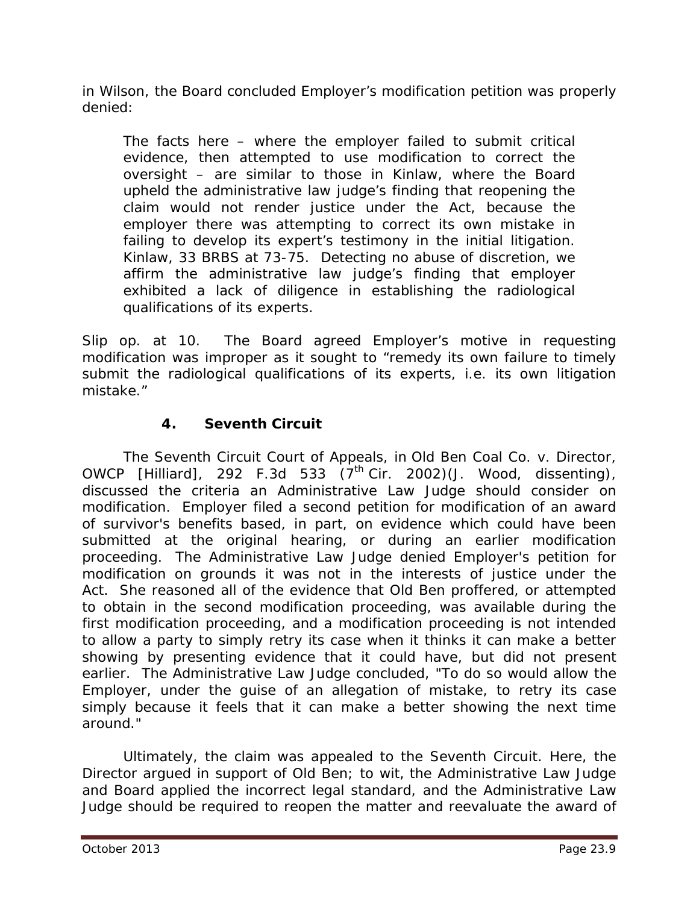in Wilson, the Board concluded Employer's modification petition was properly denied:

> The facts here – where the employer failed to submit critical evidence, then attempted to use modification to correct the oversight – are similar to those in Kinlaw, where the Board upheld the administrative law judge's finding that reopening the claim would not render justice under the Act, because the employer there was attempting to correct its own mistake in failing to develop its expert's testimony in the initial litigation. Kinlaw, 33 BRBS at 73-75. Detecting no abuse of discretion, we affirm the administrative law judge's finding that employer exhibited a lack of diligence in establishing the radiological qualifications of its experts.

Slip op. at 10. The Board agreed Employer's motive in requesting modification was improper as it sought to "remedy its own failure to timely submit the radiological qualifications of its experts, i.e. its own litigation mistake."

### 4. Seventh Circuit

The Seventh Circuit Court of Appeals, in *Old Ben Coal Co. v. Director, OWCP [Hilliard]*, 292 F.3d 533 (7th Cir. 2002)(J. Wood, dissenting), discussed the criteria an Administrative Law Judge should consider on modification. Employer filed a second petition for modification of an award of survivor's benefits based, in part, on evidence which could have been submitted at the original hearing, or during an earlier modification proceeding. The Administrative Law Judge denied Employer's petition for modification on grounds it was not in the interests of justice under the Act. She reasoned all of the evidence that Old Ben proffered, or attempted to obtain in the second modification proceeding, was available during the first modification proceeding, and a modification proceeding is not intended to allow a party to simply retry its case when it thinks it can make a better showing by presenting evidence that it could have, but did not present earlier. The Administrative Law Judge concluded, "To do so would allow the Employer, under the guise of an allegation of mistake, to retry its case simply because it feels that it can make a better showing the next time around."

Ultimately, the claim was appealed to the Seventh Circuit. Here, the Director argued in support of Old Ben; to wit, the Administrative Law Judge and Board applied the incorrect legal standard, and the Administrative Law Judge should be required to reopen the matter and reevaluate the award of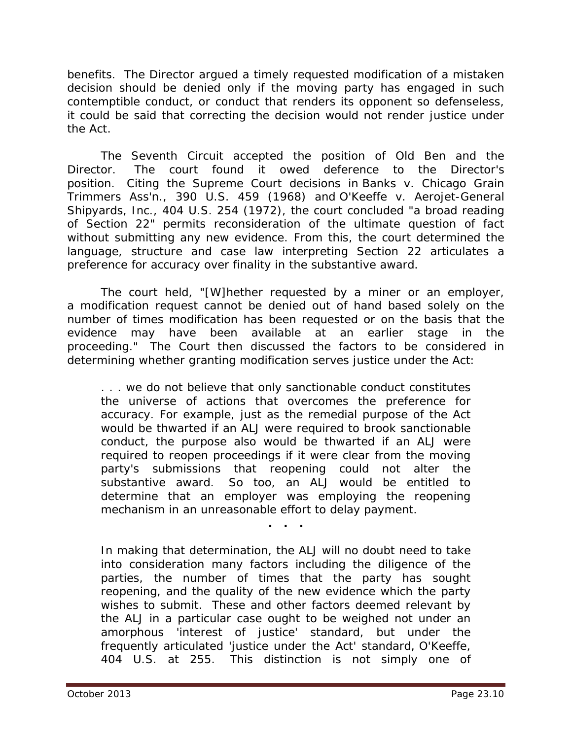benefits. The Director argued a timely requested modification of a mistaken decision should be denied only if the moving party has engaged in such contemptible conduct, or conduct that renders its opponent so defenseless, it could be said that correcting the decision would not render justice under the Act.

The Seventh Circuit accepted the position of Old Ben and the Director. The court found it owed deference to the Director's position. Citing the Supreme Court decisions in *Banks v. Chicago Grain Trimmers Ass'n.*, 390 U.S. 459 (1968) and *O'Keeffe v. Aerojet-General Shipyards, Inc.*, 404 U.S. 254 (1972), the court concluded "a broad reading of Section 22" permits reconsideration of the ultimate question of fact without submitting any new evidence. From this, the court determined the language, structure and case law interpreting Section 22 articulates a preference for accuracy over finality in the substantive award.

The court held, "[W]hether requested by a miner or an employer, a modification request cannot be denied out of hand based solely on the number of times modification has been requested or on the basis that the evidence may have been available at an earlier stage in the proceeding." The Court then discussed the factors to be considered in determining whether granting modification serves justice under the Act:

> . . . we do not believe that only sanctionable conduct constitutes the universe of actions that overcomes the preference for accuracy. For example, just as the remedial purpose of the Act would be thwarted if an ALJ were required to brook sanctionable conduct, the purpose also would be thwarted if an ALJ were required to reopen proceedings if it were clear from the moving party's submissions that reopening could not alter the substantive award. So too, an ALJ would be entitled to determine that an employer was employing the reopening mechanism in an unreasonable effort to delay payment.
>
> . . .
>
> In making that determination, the ALJ will no doubt need to take into consideration many factors including the diligence of the parties, the number of times that the party has sought reopening, and the quality of the new evidence which the party wishes to submit. These and other factors deemed relevant by the ALJ in a particular case ought to be weighed not under an amorphous 'interest of justice' standard, but under the frequently articulated 'justice under the Act' standard, *O'Keeffe*, 404 U.S. at 255. This distinction is not simply one of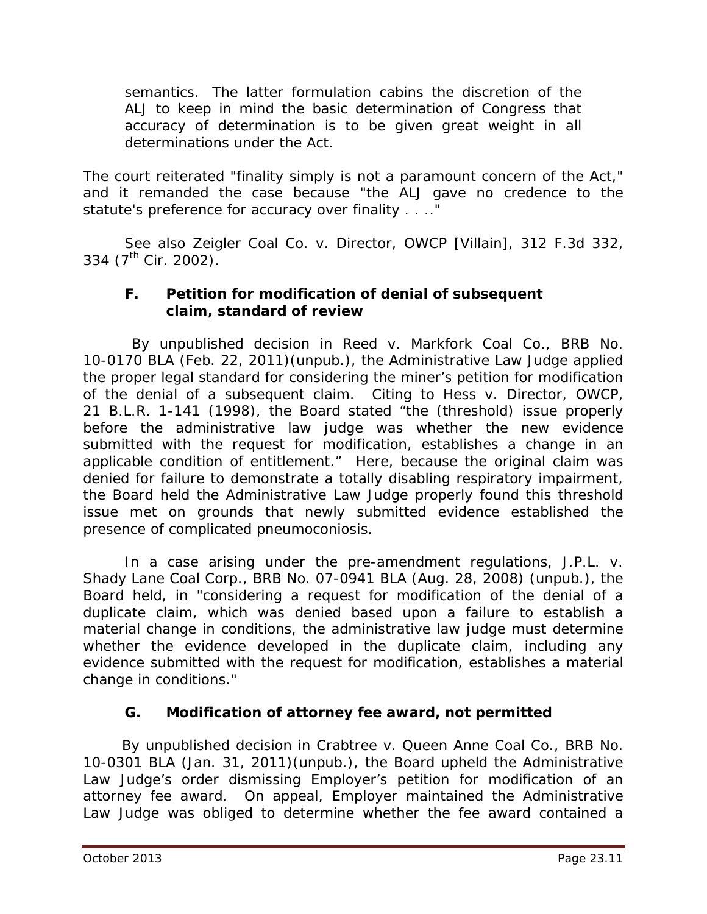> semantics. The latter formulation cabins the discretion of the ALJ to keep in mind the basic determination of Congress that accuracy of determination is to be given great weight in all determinations under the Act.

The court reiterated "finality simply is not a paramount concern of the Act," and it remanded the case because "the ALJ gave no credence to the statute's preference for accuracy over finality . . .."

See also *Zeigler Coal Co. v. Director, OWCP [Villain]*, 312 F.3d 332, 334 (7th Cir. 2002).

### F. Petition for modification of denial of subsequent claim, standard of review

By unpublished decision in *Reed v. Markfork Coal Co.*, BRB No. 10-0170 BLA (Feb. 22, 2011)(unpub.), the Administrative Law Judge applied the proper legal standard for considering the miner's petition for modification of the denial of a subsequent claim. Citing to *Hess v. Director, OWCP*, 21 B.L.R. 1-141 (1998), the Board stated "the (threshold) issue properly before the administrative law judge was whether the new evidence submitted with the request for modification, establishes a change in an applicable condition of entitlement." Here, because the original claim was denied for failure to demonstrate a totally disabling respiratory impairment, the Board held the Administrative Law Judge properly found this threshold issue met on grounds that newly submitted evidence established the presence of complicated pneumoconiosis.

In a case arising under the pre-amendment regulations, *J.P.L. v. Shady Lane Coal Corp.*, BRB No. 07-0941 BLA (Aug. 28, 2008) (unpub.), the Board held, in "considering a request for modification of the denial of a duplicate claim, which was denied based upon a failure to establish a material change in conditions, the administrative law judge must determine whether the evidence developed in the duplicate claim, including any evidence submitted with the request for modification, establishes a material change in conditions."

### G. Modification of attorney fee award, not permitted

By unpublished decision in *Crabtree v. Queen Anne Coal Co.*, BRB No. 10-0301 BLA (Jan. 31, 2011)(unpub.), the Board upheld the Administrative Law Judge's order dismissing Employer's petition for modification of an attorney fee award. On appeal, Employer maintained the Administrative Law Judge was obliged to determine whether the fee award contained a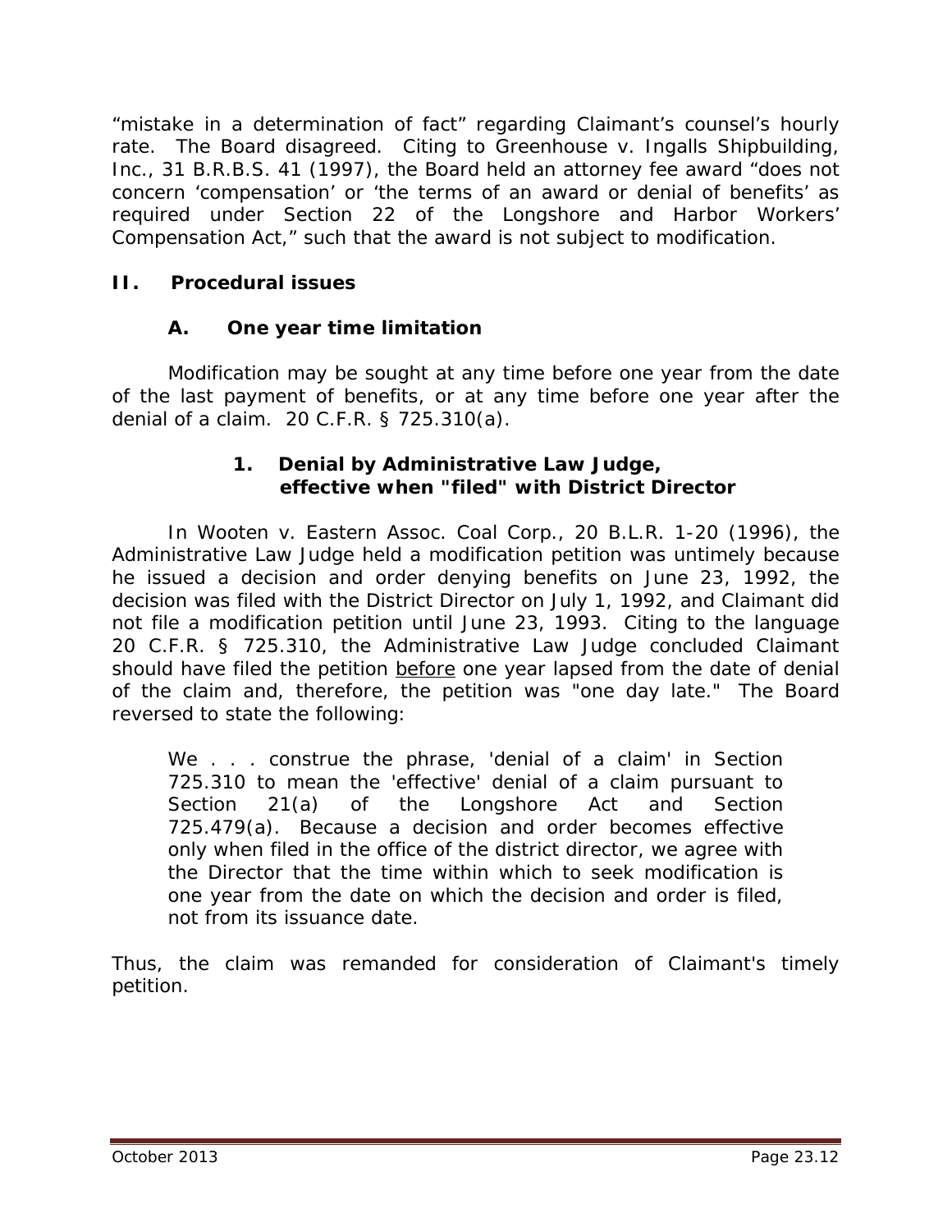"mistake in a determination of fact" regarding Claimant's counsel's hourly rate. The Board disagreed. Citing to *Greenhouse v. Ingalls Shipbuilding, Inc.*, 31 B.R.B.S. 41 (1997), the Board held an attorney fee award "does not concern 'compensation' or 'the terms of an award or denial of benefits' as required under Section 22 of the Longshore and Harbor Workers' Compensation Act," such that the award is not subject to modification.

## II. Procedural issues

### A. One year time limitation

Modification may be sought at any time before one year from the date of the last payment of benefits, or at any time before one year after the denial of a claim. 20 C.F.R. § 725.310(a).

#### 1. Denial by Administrative Law Judge, effective when "filed" with District Director

In *Wooten v. Eastern Assoc. Coal Corp.*, 20 B.L.R. 1-20 (1996), the Administrative Law Judge held a modification petition was untimely because he issued a decision and order denying benefits on June 23, 1992, the decision was filed with the District Director on July 1, 1992, and Claimant did not file a modification petition until June 23, 1993. Citing to the language 20 C.F.R. § 725.310, the Administrative Law Judge concluded Claimant should have filed the petition <u>before</u> one year lapsed from the date of denial of the claim and, therefore, the petition was "one day late." The Board reversed to state the following:

> We . . . construe the phrase, 'denial of a claim' in Section 725.310 to mean the 'effective' denial of a claim pursuant to Section 21(a) of the Longshore Act and Section 725.479(a). Because a decision and order becomes effective only when filed in the office of the district director, we agree with the Director that the time within which to seek modification is one year from the date on which the decision and order is filed, not from its issuance date.

Thus, the claim was remanded for consideration of Claimant's timely petition.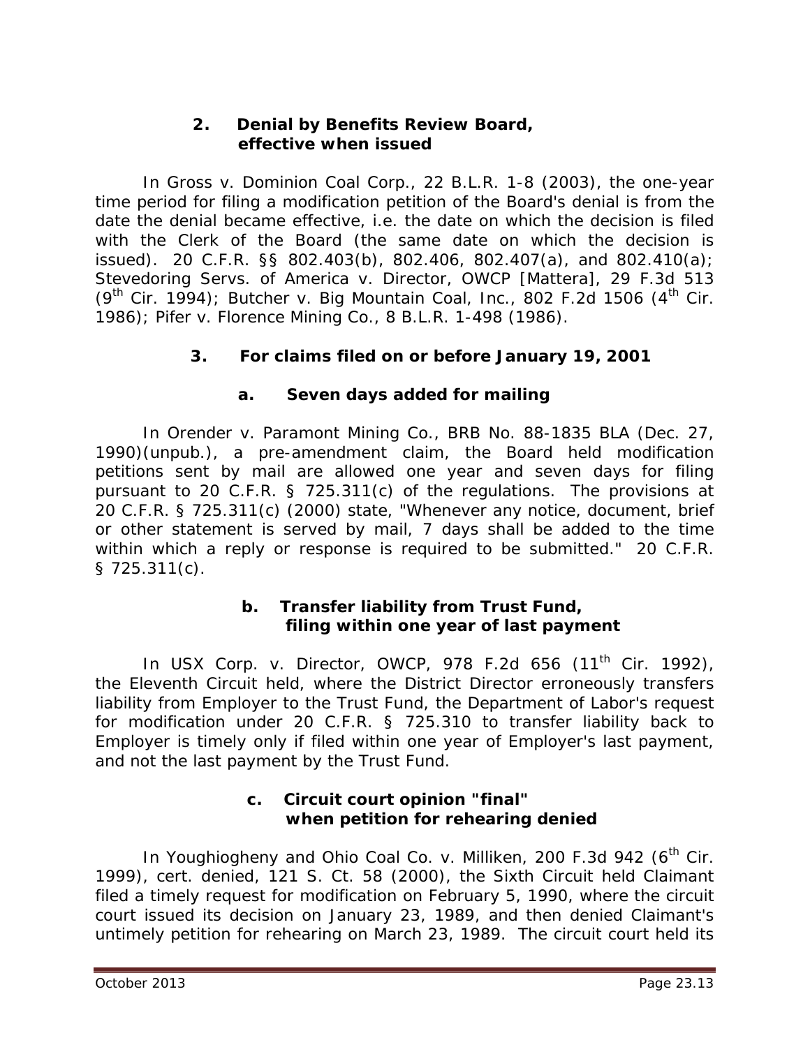### 2. Denial by Benefits Review Board, effective when issued

In *Gross v. Dominion Coal Corp.*, 22 B.L.R. 1-8 (2003), the one-year time period for filing a modification petition of the Board's denial is from the date the denial became effective, i.e. the date on which the decision is filed with the Clerk of the Board (the same date on which the decision is issued). 20 C.F.R. §§ 802.403(b), 802.406, 802.407(a), and 802.410(a); *Stevedoring Servs. of America v. Director, OWCP [Mattera]*, 29 F.3d 513 (9th Cir. 1994); *Butcher v. Big Mountain Coal, Inc.*, 802 F.2d 1506 (4th Cir. 1986); *Pifer v. Florence Mining Co.*, 8 B.L.R. 1-498 (1986).

### 3. For claims filed on or before January 19, 2001

#### a. Seven days added for mailing

In *Orender v. Paramont Mining Co.*, BRB No. 88-1835 BLA (Dec. 27, 1990)(unpub.), a pre-amendment claim, the Board held modification petitions sent by mail are allowed one year and seven days for filing pursuant to 20 C.F.R. § 725.311(c) of the regulations. The provisions at 20 C.F.R. § 725.311(c) (2000) state, "Whenever any notice, document, brief or other statement is served by mail, 7 days shall be added to the time within which a reply or response is required to be submitted." 20 C.F.R. § 725.311(c).

#### b. Transfer liability from Trust Fund, filing within one year of last payment

In *USX Corp. v. Director, OWCP*, 978 F.2d 656 (11th Cir. 1992), the Eleventh Circuit held, where the District Director erroneously transfers liability from Employer to the Trust Fund, the Department of Labor's request for modification under 20 C.F.R. § 725.310 to transfer liability back to Employer is timely only if filed within one year of Employer's last payment, and not the last payment by the Trust Fund.

#### c. Circuit court opinion "final" when petition for rehearing denied

In *Youghiogheny and Ohio Coal Co. v. Milliken*, 200 F.3d 942 (6th Cir. 1999), *cert. denied*, 121 S. Ct. 58 (2000), the Sixth Circuit held Claimant filed a timely request for modification on February 5, 1990, where the circuit court issued its decision on January 23, 1989, and then denied Claimant's untimely petition for rehearing on March 23, 1989. The circuit court held its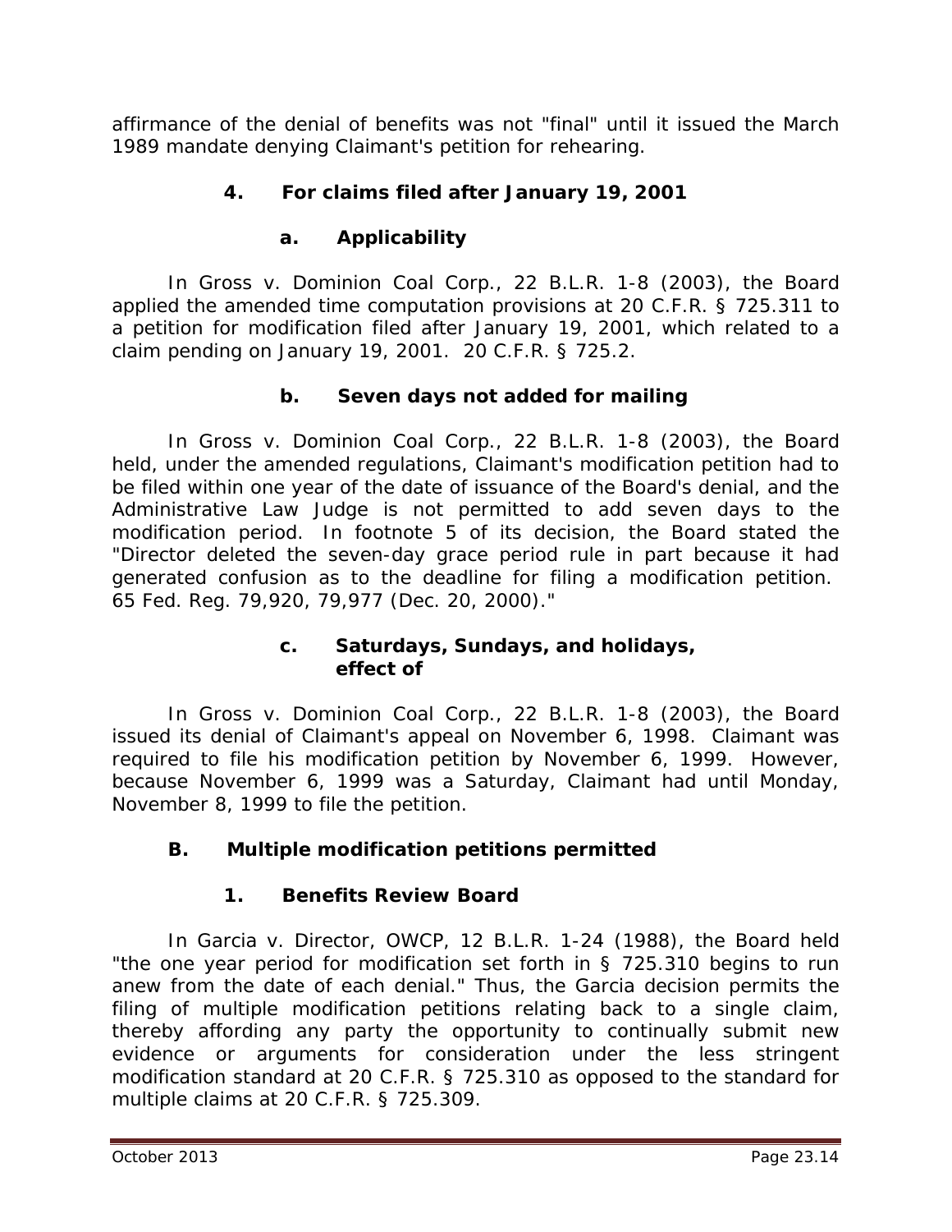affirmance of the denial of benefits was not "final" until it issued the March 1989 mandate denying Claimant's petition for rehearing.

#### 4. For claims filed after January 19, 2001

##### a. Applicability

In *Gross v. Dominion Coal Corp.*, 22 B.L.R. 1-8 (2003), the Board applied the amended time computation provisions at 20 C.F.R. § 725.311 to a petition for modification filed after January 19, 2001, which related to a claim pending on January 19, 2001. 20 C.F.R. § 725.2.

##### b. Seven days not added for mailing

In *Gross v. Dominion Coal Corp.*, 22 B.L.R. 1-8 (2003), the Board held, under the amended regulations, Claimant's modification petition had to be filed within one year of the date of issuance of the Board's denial, and the Administrative Law Judge is not permitted to add seven days to the modification period. In footnote 5 of its decision, the Board stated the "Director deleted the seven-day grace period rule in part because it had generated confusion as to the deadline for filing a modification petition. 65 Fed. Reg. 79,920, 79,977 (Dec. 20, 2000)."

##### c. Saturdays, Sundays, and holidays, effect of

In *Gross v. Dominion Coal Corp.*, 22 B.L.R. 1-8 (2003), the Board issued its denial of Claimant's appeal on November 6, 1998. Claimant was required to file his modification petition by November 6, 1999. However, because November 6, 1999 was a Saturday, Claimant had until Monday, November 8, 1999 to file the petition.

### B. Multiple modification petitions permitted

#### 1. Benefits Review Board

In *Garcia v. Director, OWCP*, 12 B.L.R. 1-24 (1988), the Board held "the one year period for modification set forth in § 725.310 begins to run anew from the date of each denial." Thus, the *Garcia* decision permits the filing of multiple modification petitions relating back to a single claim, thereby affording any party the opportunity to continually submit new evidence or arguments for consideration under the less stringent modification standard at 20 C.F.R. § 725.310 as opposed to the standard for multiple claims at 20 C.F.R. § 725.309.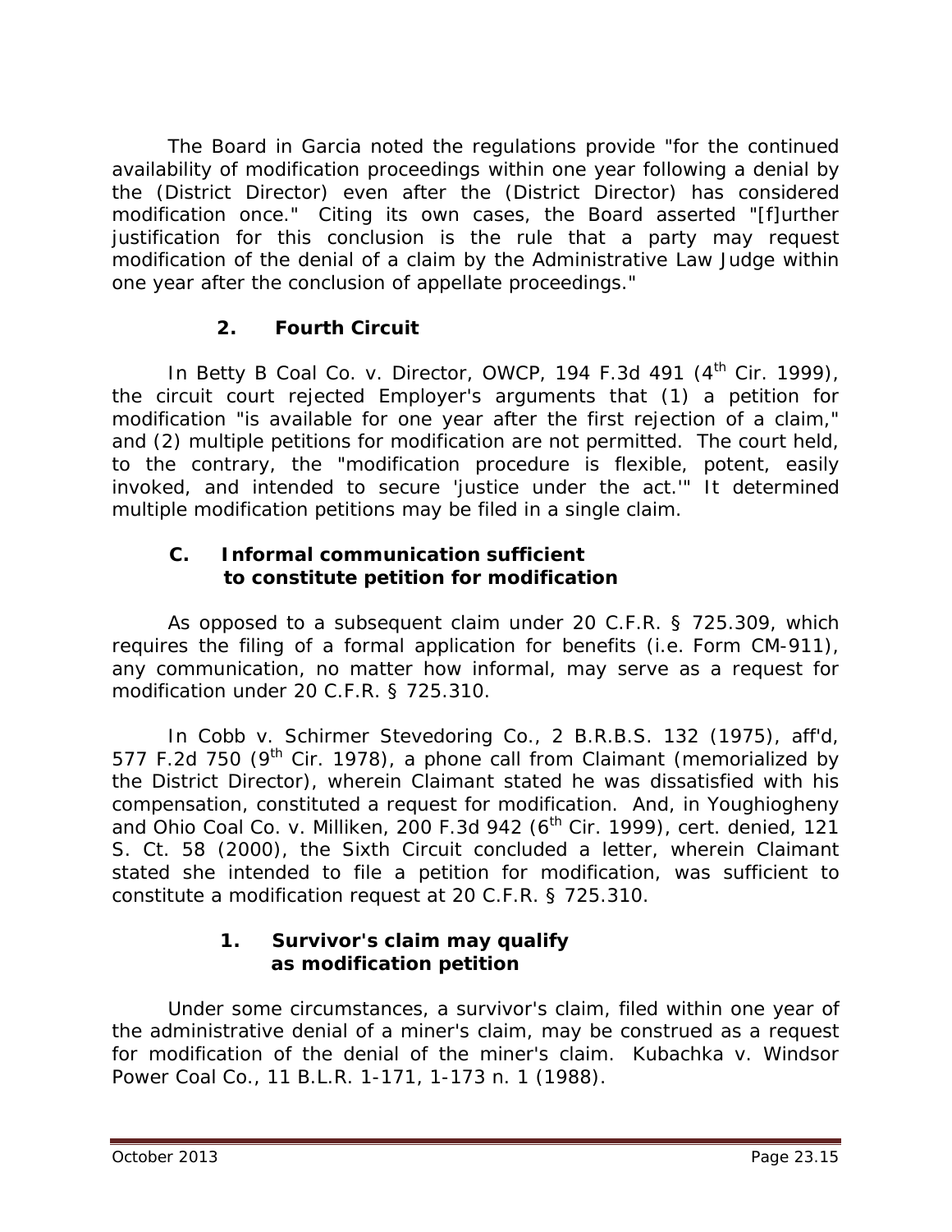The Board in *Garcia* noted the regulations provide "for the continued availability of modification proceedings within one year following a denial by the (District Director) even after the (District Director) has considered modification once." Citing its own cases, the Board asserted "[f]urther justification for this conclusion is the rule that a party may request modification of the denial of a claim by the Administrative Law Judge within one year after the conclusion of appellate proceedings."

### 2. Fourth Circuit

In *Betty B Coal Co. v. Director, OWCP*, 194 F.3d 491 (4th Cir. 1999), the circuit court rejected Employer's arguments that (1) a petition for modification "is available for one year after the first rejection of a claim," and (2) multiple petitions for modification are not permitted. The court held, to the contrary, the "modification procedure is flexible, potent, easily invoked, and intended to secure 'justice under the act.'" It determined multiple modification petitions may be filed in a single claim.

## C. Informal communication sufficient to constitute petition for modification

As opposed to a subsequent claim under 20 C.F.R. § 725.309, which requires the filing of a formal application for benefits (i.e. Form CM-911), any communication, no matter how informal, may serve as a request for modification under 20 C.F.R. § 725.310.

In *Cobb v. Schirmer Stevedoring Co.*, 2 B.R.B.S. 132 (1975), *aff'd*, 577 F.2d 750 (9th Cir. 1978), a phone call from Claimant (memorialized by the District Director), wherein Claimant stated he was dissatisfied with his compensation, constituted a request for modification. And, in *Youghiogheny and Ohio Coal Co. v. Milliken*, 200 F.3d 942 (6th Cir. 1999), *cert. denied*, 121 S. Ct. 58 (2000), the Sixth Circuit concluded a letter, wherein Claimant stated she intended to file a petition for modification, was sufficient to constitute a modification request at 20 C.F.R. § 725.310.

### 1. Survivor's claim may qualify as modification petition

Under some circumstances, a survivor's claim, filed within one year of the administrative denial of a miner's claim, may be construed as a request for modification of the denial of the miner's claim. *Kubachka v. Windsor Power Coal Co.*, 11 B.L.R. 1-171, 1-173 n. 1 (1988).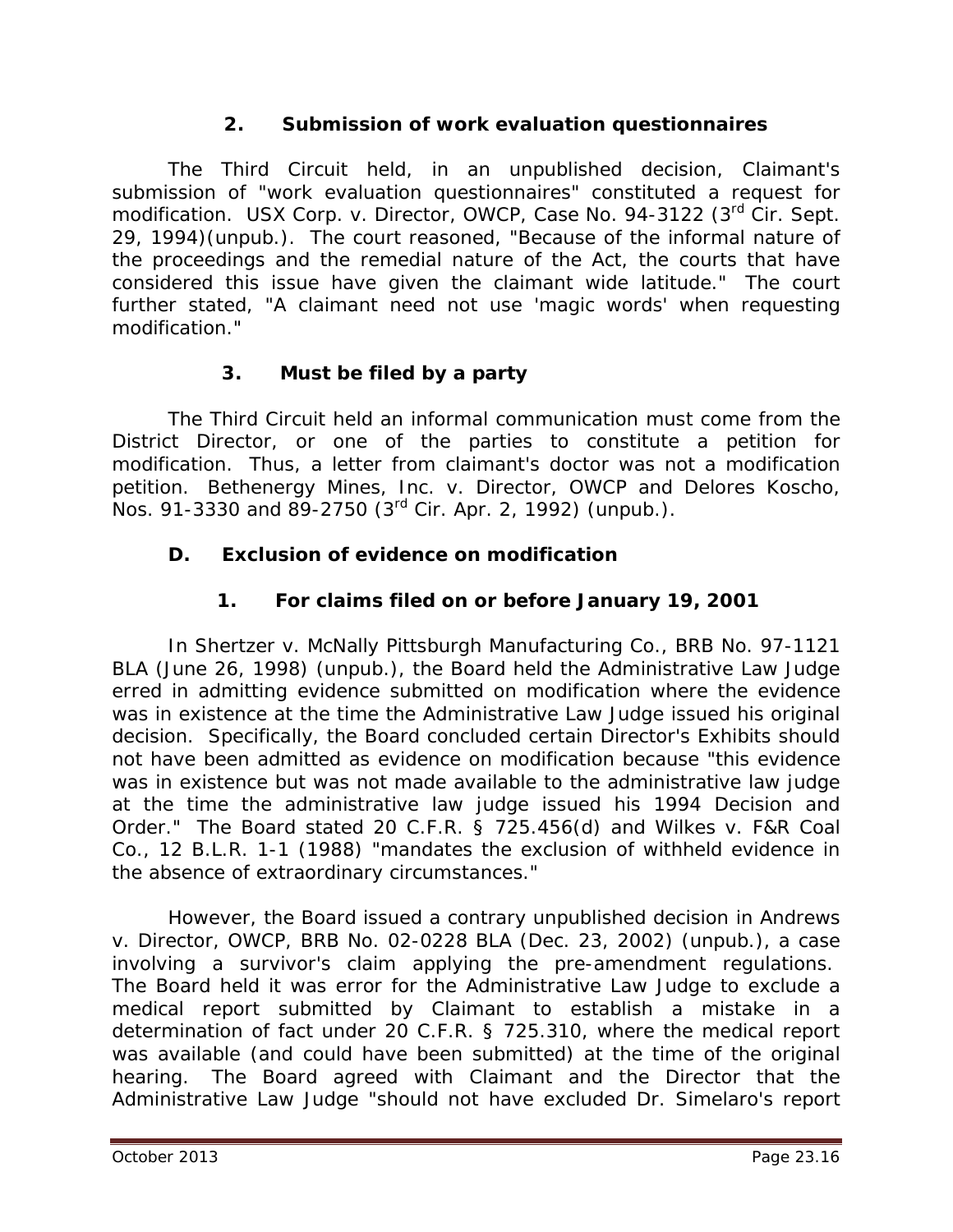### 2. Submission of work evaluation questionnaires

The Third Circuit held, in an unpublished decision, Claimant's submission of "work evaluation questionnaires" constituted a request for modification. *USX Corp. v. Director, OWCP*, Case No. 94-3122 (3rd Cir. Sept. 29, 1994)(unpub.). The court reasoned, "Because of the informal nature of the proceedings and the remedial nature of the Act, the courts that have considered this issue have given the claimant wide latitude." The court further stated, "A claimant need not use 'magic words' when requesting modification."

### 3. Must be filed by a party

The Third Circuit held an informal communication must come from the District Director, or one of the parties to constitute a petition for modification. Thus, a letter from claimant's doctor was not a modification petition. *Bethenergy Mines, Inc. v. Director, OWCP and Delores Koscho*, Nos. 91-3330 and 89-2750 (3rd Cir. Apr. 2, 1992) (unpub.).

## D. Exclusion of evidence on modification

### 1. For claims filed on or before January 19, 2001

In *Shertzer v. McNally Pittsburgh Manufacturing Co.*, BRB No. 97-1121 BLA (June 26, 1998) (unpub.), the Board held the Administrative Law Judge erred in admitting evidence submitted on modification where the evidence was in existence at the time the Administrative Law Judge issued his original decision. Specifically, the Board concluded certain Director's Exhibits should not have been admitted as evidence on modification because "this evidence was in existence but was not made available to the administrative law judge at the time the administrative law judge issued his 1994 Decision and Order." The Board stated 20 C.F.R. § 725.456(d) and *Wilkes v. F&R Coal Co.*, 12 B.L.R. 1-1 (1988) "mandates the exclusion of withheld evidence in the absence of extraordinary circumstances."

However, the Board issued a contrary unpublished decision in *Andrews v. Director, OWCP*, BRB No. 02-0228 BLA (Dec. 23, 2002) (unpub.), a case involving a survivor's claim applying the pre-amendment regulations. The Board held it was error for the Administrative Law Judge to exclude a medical report submitted by Claimant to establish a mistake in a determination of fact under 20 C.F.R. § 725.310, where the medical report was available (and could have been submitted) at the time of the original hearing. The Board agreed with Claimant and the Director that the Administrative Law Judge "should not have excluded Dr. Simelaro's report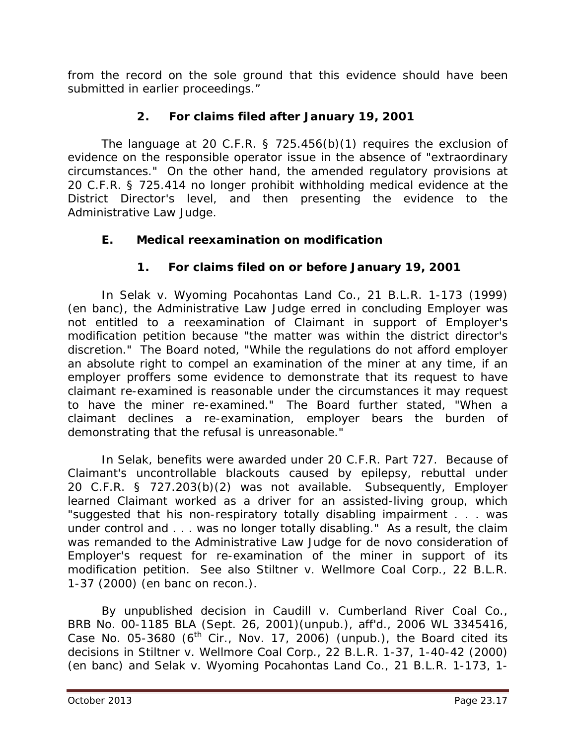from the record on the sole ground that this evidence should have been submitted in earlier proceedings."

### 2. For claims filed after January 19, 2001

The language at 20 C.F.R. § 725.456(b)(1) requires the exclusion of evidence on the responsible operator issue in the absence of "extraordinary circumstances." On the other hand, the amended regulatory provisions at 20 C.F.R. § 725.414 no longer prohibit withholding medical evidence at the District Director's level, and then presenting the evidence to the Administrative Law Judge.

## E. Medical reexamination on modification

### 1. For claims filed on or before January 19, 2001

In *Selak v. Wyoming Pocahontas Land Co.*, 21 B.L.R. 1-173 (1999) (en banc), the Administrative Law Judge erred in concluding Employer was not entitled to a reexamination of Claimant in support of Employer's modification petition because "the matter was within the district director's discretion." The Board noted, "While the regulations do not afford employer an absolute right to compel an examination of the miner at any time, if an employer proffers some evidence to demonstrate that its request to have claimant re-examined is reasonable under the circumstances it may request to have the miner re-examined." The Board further stated, "When a claimant declines a re-examination, employer bears the burden of demonstrating that the refusal is unreasonable."

In *Selak*, benefits were awarded under 20 C.F.R. Part 727. Because of Claimant's uncontrollable blackouts caused by epilepsy, rebuttal under 20 C.F.R. § 727.203(b)(2) was not available. Subsequently, Employer learned Claimant worked as a driver for an assisted-living group, which "suggested that his non-respiratory totally disabling impairment . . . was under control and . . . was no longer totally disabling." As a result, the claim was remanded to the Administrative Law Judge for de novo consideration of Employer's request for re-examination of the miner in support of its modification petition. *See also Stiltner v. Wellmore Coal Corp.*, 22 B.L.R. 1-37 (2000) (en banc on recon.).

By unpublished decision in *Caudill v. Cumberland River Coal Co.*, BRB No. 00-1185 BLA (Sept. 26, 2001)(unpub.), *aff'd.*, 2006 WL 3345416, Case No. 05-3680 (6th Cir., Nov. 17, 2006) (unpub.), the Board cited its decisions in *Stiltner v. Wellmore Coal Corp.*, 22 B.L.R. 1-37, 1-40-42 (2000) (en banc) and *Selak v. Wyoming Pocahontas Land Co.*, 21 B.L.R. 1-173, 1-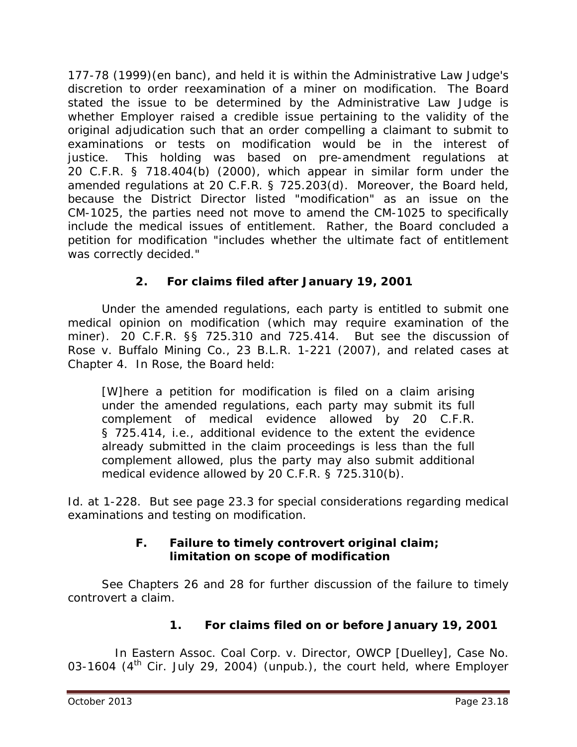177-78 (1999)(en banc), and held it is within the Administrative Law Judge's discretion to order reexamination of a miner on modification. The Board stated the issue to be determined by the Administrative Law Judge is whether Employer raised a credible issue pertaining to the validity of the original adjudication such that an order compelling a claimant to submit to examinations or tests on modification would be in the interest of justice. This holding was based on pre-amendment regulations at 20 C.F.R. § 718.404(b) (2000), which appear in similar form under the amended regulations at 20 C.F.R. § 725.203(d). Moreover, the Board held, because the District Director listed "modification" as an issue on the CM-1025, the parties need not move to amend the CM-1025 to specifically include the medical issues of entitlement. Rather, the Board concluded a petition for modification "includes whether the ultimate fact of entitlement was correctly decided."

### 2. For claims filed after January 19, 2001

Under the amended regulations, each party is entitled to submit one medical opinion on modification (which may require examination of the miner). 20 C.F.R. §§ 725.310 and 725.414. But see the discussion of *Rose v. Buffalo Mining Co.*, 23 B.L.R. 1-221 (2007), and related cases at Chapter 4. In *Rose*, the Board held:

> [W]here a petition for modification is filed on a claim arising under the amended regulations, each party may submit its full complement of medical evidence allowed by 20 C.F.R. § 725.414, i.e., additional evidence to the extent the evidence already submitted in the claim proceedings is less than the full complement allowed, plus the party may also submit additional medical evidence allowed by 20 C.F.R. § 725.310(b).

*Id.* at 1-228. But see page 23.3 for special considerations regarding medical examinations and testing on modification.

## F. Failure to timely controvert original claim; limitation on scope of modification

See Chapters 26 and 28 for further discussion of the failure to timely controvert a claim.

### 1. For claims filed on or before January 19, 2001

In *Eastern Assoc. Coal Corp. v. Director, OWCP [Duelley]*, Case No. 03-1604 (4th Cir. July 29, 2004) (unpub.), the court held, where Employer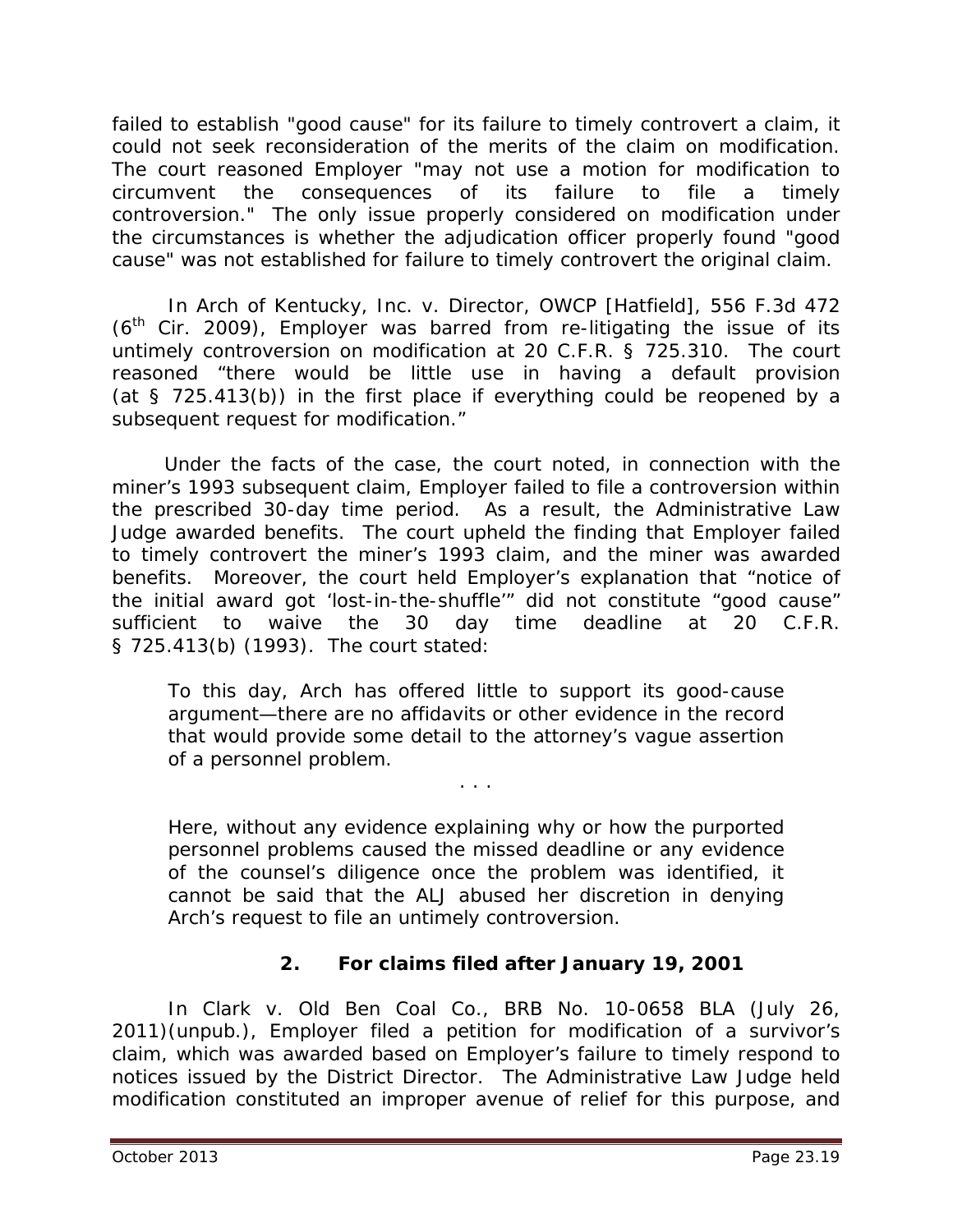failed to establish "good cause" for its failure to timely controvert a claim, it could not seek reconsideration of the merits of the claim on modification. The court reasoned Employer "may not use a motion for modification to circumvent the consequences of its failure to file a timely controversion." The only issue properly considered on modification under the circumstances is whether the adjudication officer properly found "good cause" was not established for failure to timely controvert the original claim.

In *Arch of Kentucky, Inc. v. Director, OWCP [Hatfield]*, 556 F.3d 472 (6th Cir. 2009), Employer was barred from re-litigating the issue of its untimely controversion on modification at 20 C.F.R. § 725.310. The court reasoned "there would be little use in having a default provision (at § 725.413(b)) in the first place if everything could be reopened by a subsequent request for modification."

Under the facts of the case, the court noted, in connection with the miner's 1993 subsequent claim, Employer failed to file a controversion within the prescribed 30-day time period. As a result, the Administrative Law Judge awarded benefits. The court upheld the finding that Employer failed to timely controvert the miner's 1993 claim, and the miner was awarded benefits. Moreover, the court held Employer's explanation that "notice of the initial award got 'lost-in-the-shuffle'" did not constitute "good cause" sufficient to waive the 30 day time deadline at 20 C.F.R. § 725.413(b) (1993). The court stated:

> To this day, Arch has offered little to support its good-cause argument—there are no affidavits or other evidence in the record that would provide some detail to the attorney's vague assertion of a personnel problem.
>
> . . .
>
> Here, without any evidence explaining why or how the purported personnel problems caused the missed deadline or any evidence of the counsel's diligence once the problem was identified, it cannot be said that the ALJ abused her discretion in denying Arch's request to file an untimely controversion.

### 2. For claims filed after January 19, 2001

In *Clark v. Old Ben Coal Co.*, BRB No. 10-0658 BLA (July 26, 2011)(unpub.), Employer filed a petition for modification of a survivor's claim, which was awarded based on Employer's failure to timely respond to notices issued by the District Director. The Administrative Law Judge held modification constituted an improper avenue of relief for this purpose, and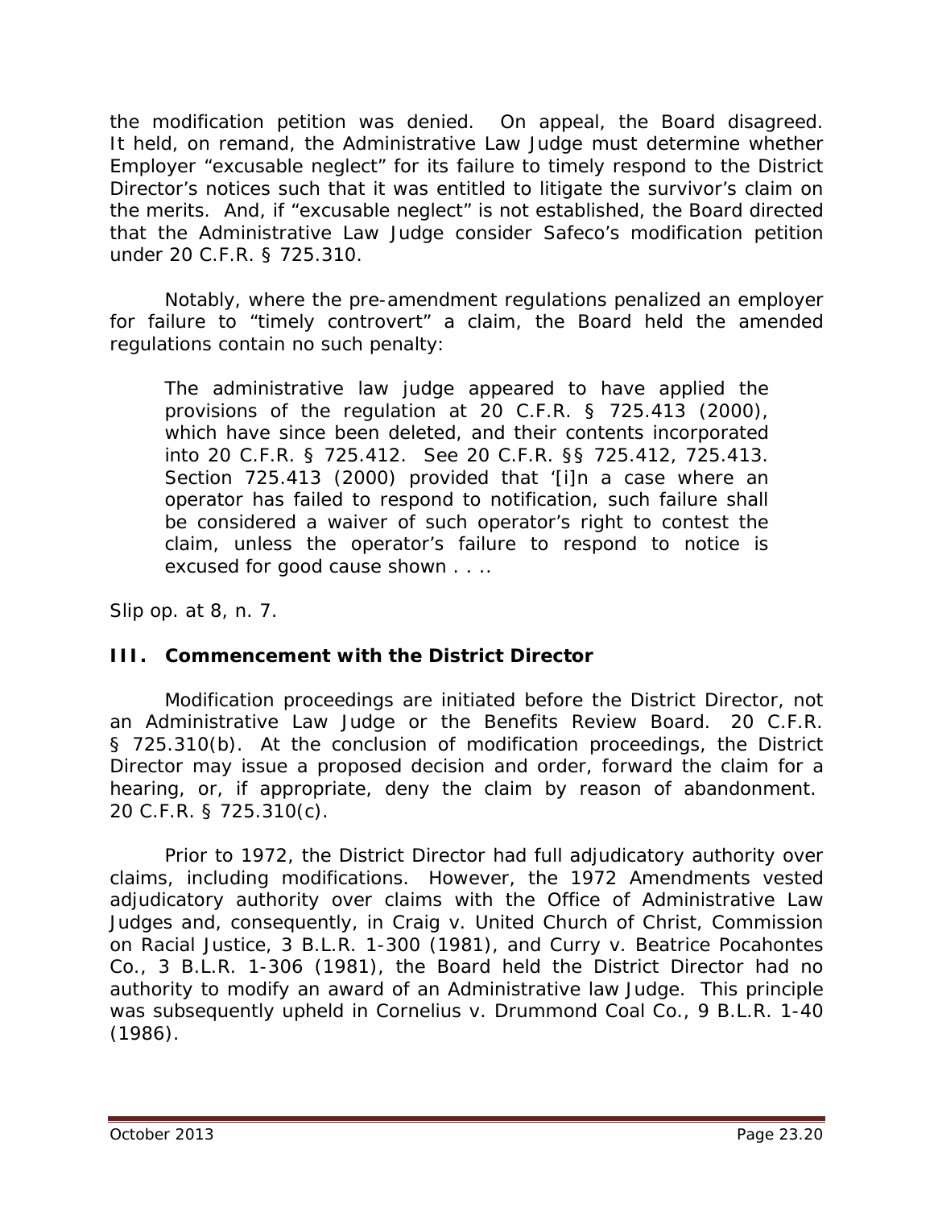the modification petition was denied. On appeal, the Board disagreed. It held, on remand, the Administrative Law Judge must determine whether Employer "excusable neglect" for its failure to timely respond to the District Director's notices such that it was entitled to litigate the survivor's claim on the merits. And, if "excusable neglect" is not established, the Board directed that the Administrative Law Judge consider Safeco's modification petition under 20 C.F.R. § 725.310.

Notably, where the pre-amendment regulations penalized an employer for failure to "timely controvert" a claim, the Board held the amended regulations contain no such penalty:

> The administrative law judge appeared to have applied the provisions of the regulation at 20 C.F.R. § 725.413 (2000), which have since been deleted, and their contents incorporated into 20 C.F.R. § 725.412. See 20 C.F.R. §§ 725.412, 725.413. Section 725.413 (2000) provided that '[i]n a case where an operator has failed to respond to notification, such failure shall be considered a waiver of such operator's right to contest the claim, unless the operator's failure to respond to notice is excused for good cause shown . . ..

*Slip op.* at 8, n. 7.

### III. Commencement with the District Director

Modification proceedings are initiated before the District Director, not an Administrative Law Judge or the Benefits Review Board. 20 C.F.R. § 725.310(b). At the conclusion of modification proceedings, the District Director may issue a proposed decision and order, forward the claim for a hearing, or, if appropriate, deny the claim by reason of abandonment. 20 C.F.R. § 725.310(c).

Prior to 1972, the District Director had full adjudicatory authority over claims, including modifications. However, the 1972 Amendments vested adjudicatory authority over claims with the Office of Administrative Law Judges and, consequently, in *Craig v. United Church of Christ, Commission on Racial Justice*, 3 B.L.R. 1-300 (1981), and *Curry v. Beatrice Pocahontes Co.*, 3 B.L.R. 1-306 (1981), the Board held the District Director had no authority to modify an award of an Administrative law Judge. This principle was subsequently upheld in *Cornelius v. Drummond Coal Co.*, 9 B.L.R. 1-40 (1986).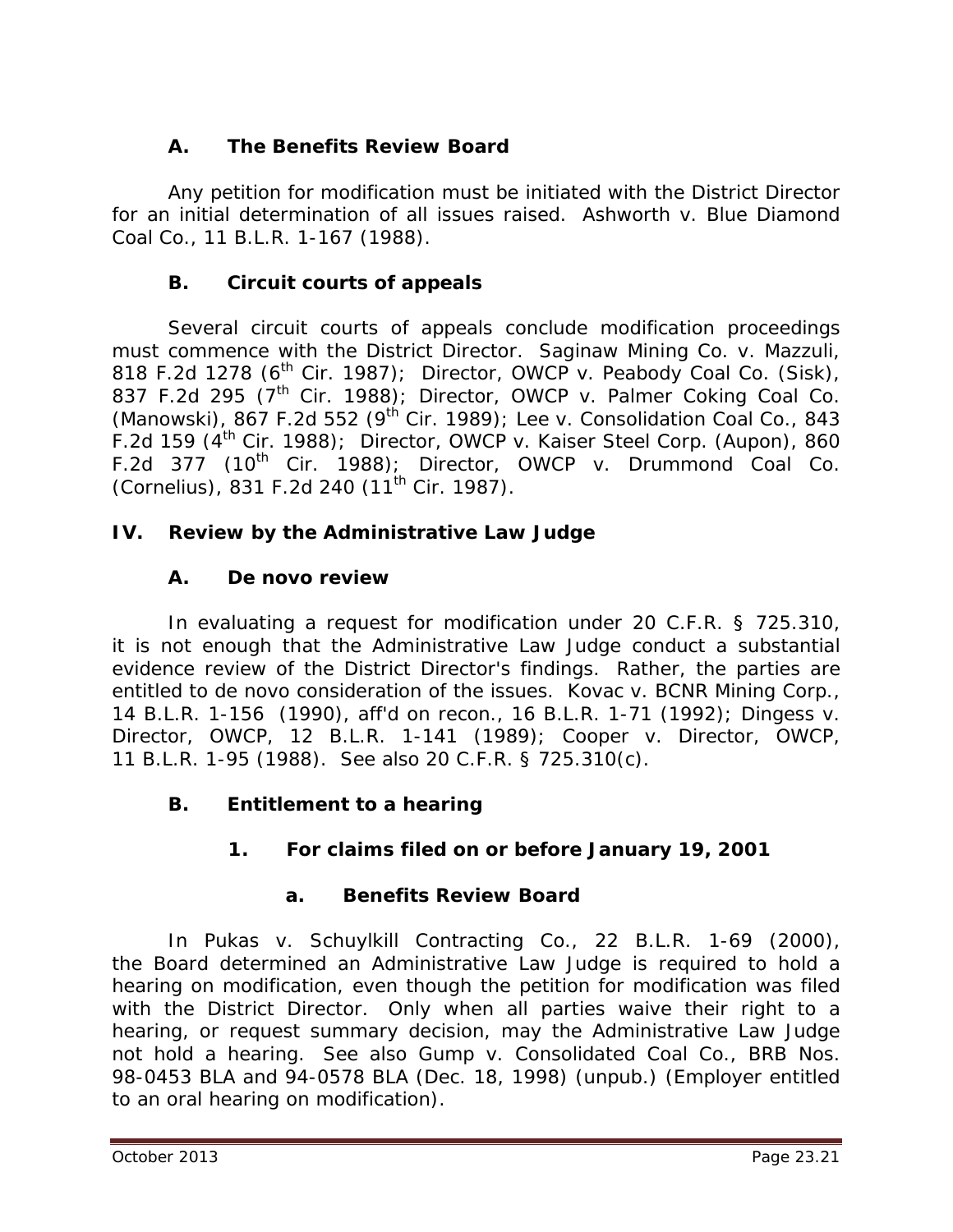### A. The Benefits Review Board

Any petition for modification must be initiated with the District Director for an initial determination of all issues raised. *Ashworth v. Blue Diamond Coal Co.*, 11 B.L.R. 1-167 (1988).

### B. Circuit courts of appeals

Several circuit courts of appeals conclude modification proceedings must commence with the District Director. *Saginaw Mining Co. v. Mazzuli*, 818 F.2d 1278 (6th Cir. 1987); *Director, OWCP v. Peabody Coal Co. (Sisk)*, 837 F.2d 295 (7th Cir. 1988); *Director, OWCP v. Palmer Coking Coal Co. (Manowski)*, 867 F.2d 552 (9th Cir. 1989); *Lee v. Consolidation Coal Co.*, 843 F.2d 159 (4th Cir. 1988); *Director, OWCP v. Kaiser Steel Corp. (Aupon)*, 860 F.2d 377 (10th Cir. 1988); *Director, OWCP v. Drummond Coal Co. (Cornelius)*, 831 F.2d 240 (11th Cir. 1987).

## IV. Review by the Administrative Law Judge

### A. De novo review

In evaluating a request for modification under 20 C.F.R. § 725.310, it is not enough that the Administrative Law Judge conduct a substantial evidence review of the District Director's findings. Rather, the parties are entitled to de novo consideration of the issues. *Kovac v. BCNR Mining Corp.*, 14 B.L.R. 1-156 (1990), *aff'd on recon.*, 16 B.L.R. 1-71 (1992); *Dingess v. Director, OWCP*, 12 B.L.R. 1-141 (1989); *Cooper v. Director, OWCP*, 11 B.L.R. 1-95 (1988). *See also* 20 C.F.R. § 725.310(c).

### B. Entitlement to a hearing

#### 1. For claims filed on or before January 19, 2001

##### a. Benefits Review Board

In *Pukas v. Schuylkill Contracting Co.*, 22 B.L.R. 1-69 (2000), the Board determined an Administrative Law Judge is required to hold a hearing on modification, even though the petition for modification was filed with the District Director. Only when all parties waive their right to a hearing, or request summary decision, may the Administrative Law Judge not hold a hearing. *See also Gump v. Consolidated Coal Co.*, BRB Nos. 98-0453 BLA and 94-0578 BLA (Dec. 18, 1998) (unpub.) (Employer entitled to an oral hearing on modification).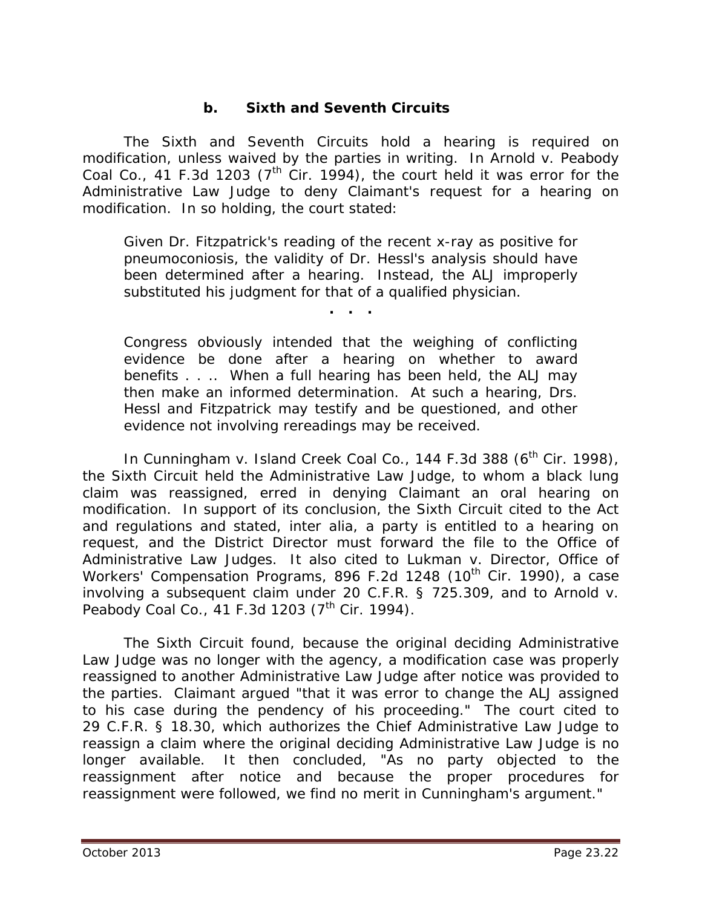### b. Sixth and Seventh Circuits

The Sixth and Seventh Circuits hold a hearing is required on modification, unless waived by the parties in writing. In *Arnold v. Peabody Coal Co.*, 41 F.3d 1203 (7th Cir. 1994), the court held it was error for the Administrative Law Judge to deny Claimant's request for a hearing on modification. In so holding, the court stated:

> Given Dr. Fitzpatrick's reading of the recent x-ray as positive for pneumoconiosis, the validity of Dr. Hessl's analysis should have been determined after a hearing. Instead, the ALJ improperly substituted his judgment for that of a qualified physician.
>
> . . .
>
> Congress obviously intended that the weighing of conflicting evidence be done after a hearing on whether to award benefits . . .. When a full hearing has been held, the ALJ may then make an informed determination. At such a hearing, Drs. Hessl and Fitzpatrick may testify and be questioned, and other evidence not involving rereadings may be received.

In *Cunningham v. Island Creek Coal Co.*, 144 F.3d 388 (6th Cir. 1998), the Sixth Circuit held the Administrative Law Judge, to whom a black lung claim was reassigned, erred in denying Claimant an oral hearing on modification. In support of its conclusion, the Sixth Circuit cited to the Act and regulations and stated, *inter alia*, a party is entitled to a hearing on request, and the District Director must forward the file to the Office of Administrative Law Judges. It also cited to *Lukman v. Director, Office of Workers' Compensation Programs*, 896 F.2d 1248 (10th Cir. 1990), a case involving a subsequent claim under 20 C.F.R. § 725.309, and to *Arnold v. Peabody Coal Co.*, 41 F.3d 1203 (7th Cir. 1994).

The Sixth Circuit found, because the original deciding Administrative Law Judge was no longer with the agency, a modification case was properly reassigned to another Administrative Law Judge after notice was provided to the parties. Claimant argued "that it was error to change the ALJ assigned to his case during the pendency of his proceeding." The court cited to 29 C.F.R. § 18.30, which authorizes the Chief Administrative Law Judge to reassign a claim where the original deciding Administrative Law Judge is no longer available. It then concluded, "As no party objected to the reassignment after notice and because the proper procedures for reassignment were followed, we find no merit in Cunningham's argument."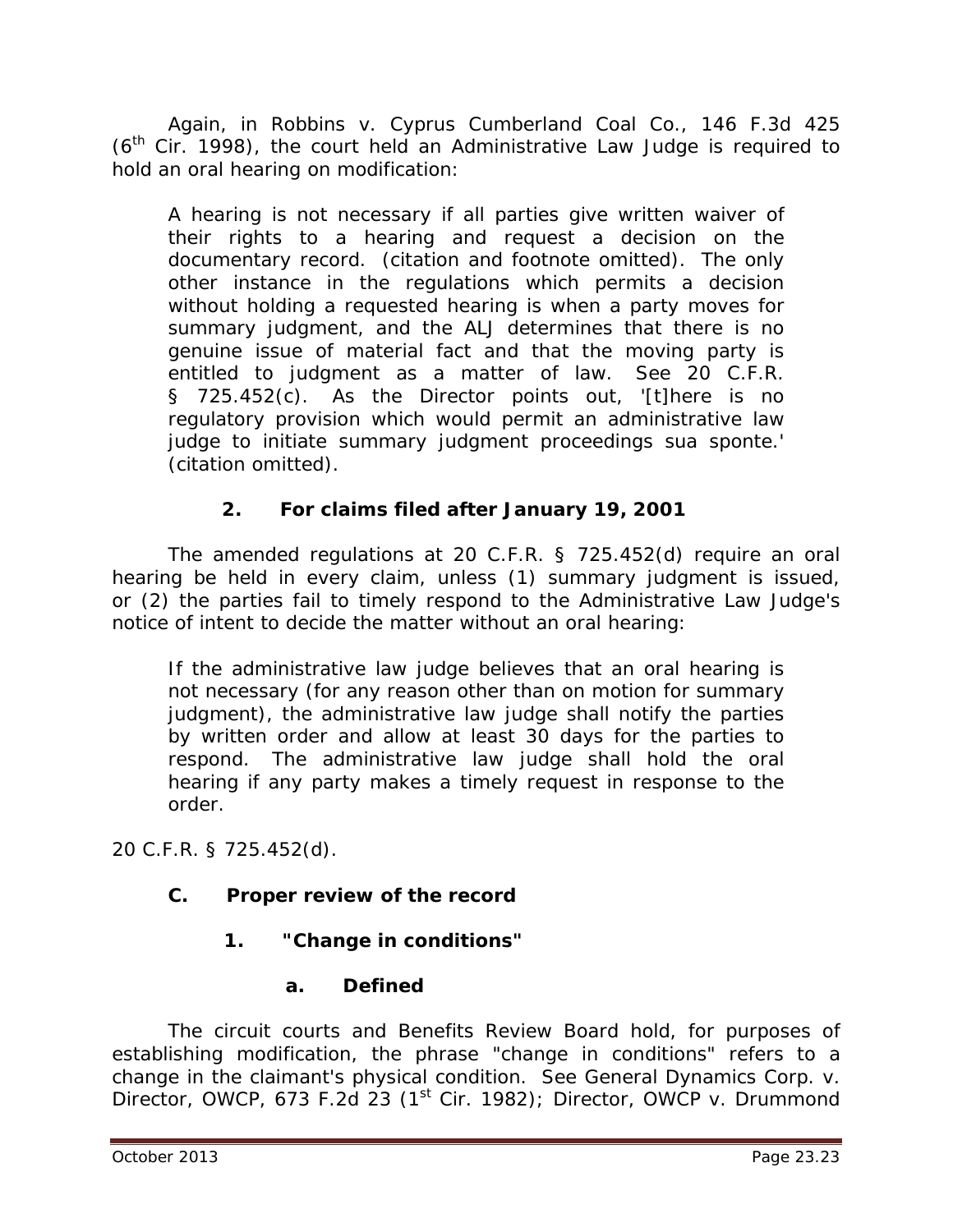Again, in *Robbins v. Cyprus Cumberland Coal Co.*, 146 F.3d 425 (6th Cir. 1998), the court held an Administrative Law Judge is required to hold an oral hearing on modification:

> A hearing is not necessary if all parties give written waiver of their rights to a hearing and request a decision on the documentary record. (citation and footnote omitted). The only other instance in the regulations which permits a decision without holding a requested hearing is when a party moves for summary judgment, and the ALJ determines that there is no genuine issue of material fact and that the moving party is entitled to judgment as a matter of law. *See* 20 C.F.R. § 725.452(c). As the Director points out, '[t]here is no regulatory provision which would permit an administrative law judge to initiate summary judgment proceedings sua sponte.' (citation omitted).

### 2. For claims filed after January 19, 2001

The amended regulations at 20 C.F.R. § 725.452(d) require an oral hearing be held in every claim, unless (1) summary judgment is issued, or (2) the parties fail to timely respond to the Administrative Law Judge's notice of intent to decide the matter without an oral hearing:

> If the administrative law judge believes that an oral hearing is not necessary (for any reason other than on motion for summary judgment), the administrative law judge shall notify the parties by written order and allow at least 30 days for the parties to respond. The administrative law judge shall hold the oral hearing if any party makes a timely request in response to the order.

20 C.F.R. § 725.452(d).

## C. Proper review of the record

### 1. "Change in conditions"

#### a. Defined

The circuit courts and Benefits Review Board hold, for purposes of establishing modification, the phrase "change in conditions" refers to a change in the claimant's physical condition. *See General Dynamics Corp. v. Director, OWCP*, 673 F.2d 23 (1st Cir. 1982); *Director, OWCP v. Drummond*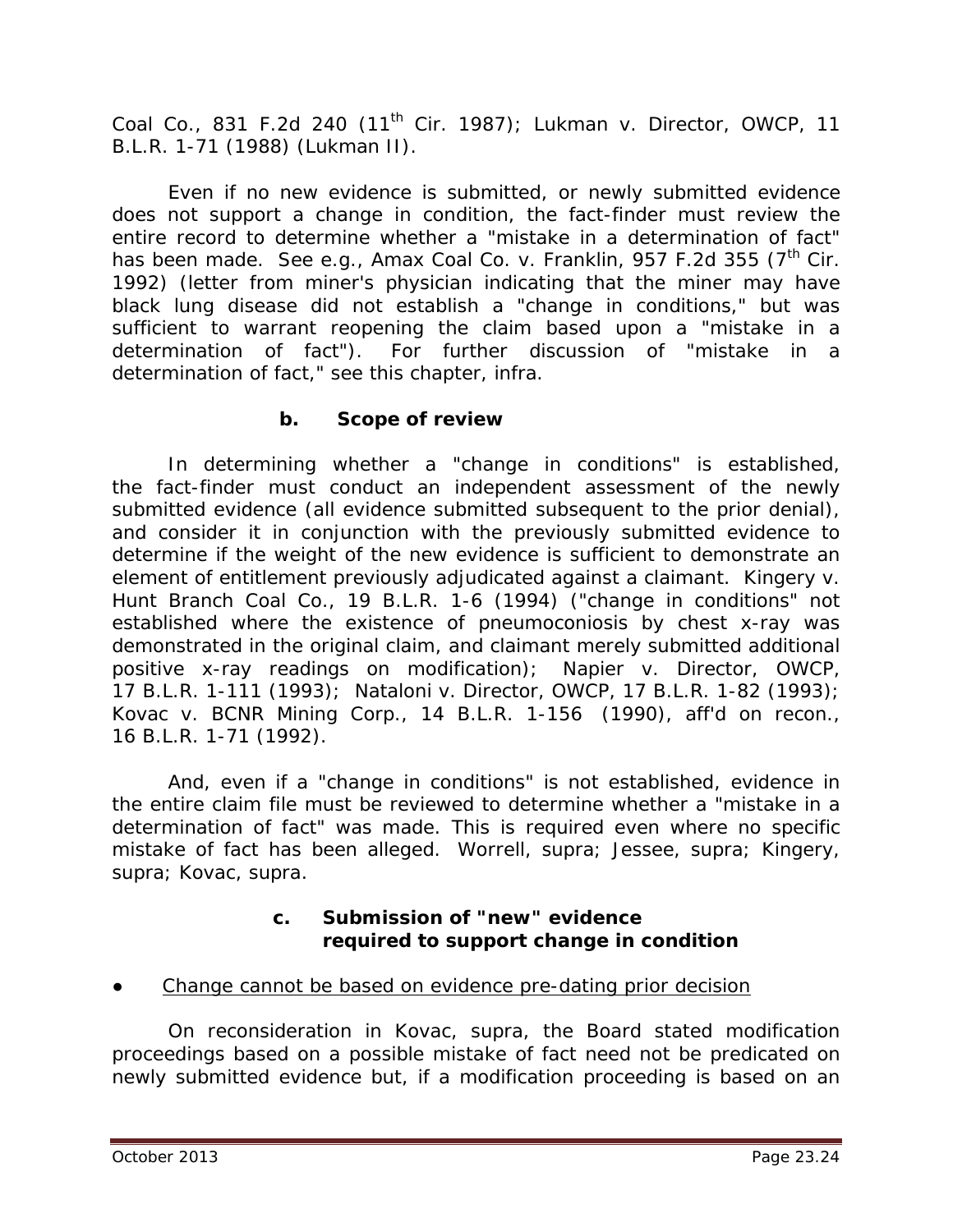Coal Co., 831 F.2d 240 (11th Cir. 1987); *Lukman v. Director, OWCP*, 11 B.L.R. 1-71 (1988) (*Lukman II*).

Even if no new evidence is submitted, or newly submitted evidence does not support a change in condition, the fact-finder must review the entire record to determine whether a "mistake in a determination of fact" has been made. *See e.g., Amax Coal Co. v. Franklin*, 957 F.2d 355 (7th Cir. 1992) (letter from miner's physician indicating that the miner may have black lung disease did not establish a "change in conditions," but was sufficient to warrant reopening the claim based upon a "mistake in a determination of fact"). For further discussion of "mistake in a determination of fact," *see* this chapter, *infra*.

### b. Scope of review

In determining whether a "change in conditions" is established, the fact-finder must conduct an independent assessment of the newly submitted evidence (all evidence submitted subsequent to the prior denial), and consider it in conjunction with the previously submitted evidence to determine if the weight of the new evidence is sufficient to demonstrate an element of entitlement previously adjudicated against a claimant. *Kingery v. Hunt Branch Coal Co.*, 19 B.L.R. 1-6 (1994) ("change in conditions" not established where the existence of pneumoconiosis by chest x-ray was demonstrated in the original claim, and claimant merely submitted additional positive x-ray readings on modification); *Napier v. Director, OWCP*, 17 B.L.R. 1-111 (1993); *Nataloni v. Director, OWCP*, 17 B.L.R. 1-82 (1993); *Kovac v. BCNR Mining Corp.*, 14 B.L.R. 1-156 (1990), *aff'd on recon.*, 16 B.L.R. 1-71 (1992).

And, even if a "change in conditions" is not established, evidence in the entire claim file must be reviewed to determine whether a "mistake in a determination of fact" was made. This is required even where no specific mistake of fact has been alleged. *Worrell, supra*; *Jessee, supra*; *Kingery, supra*; *Kovac, supra*.

### c. Submission of "new" evidence required to support change in condition

- Change cannot be based on evidence pre-dating prior decision

On reconsideration in *Kovac, supra*, the Board stated modification proceedings based on a possible mistake of fact need not be predicated on newly submitted evidence but, if a modification proceeding is based on an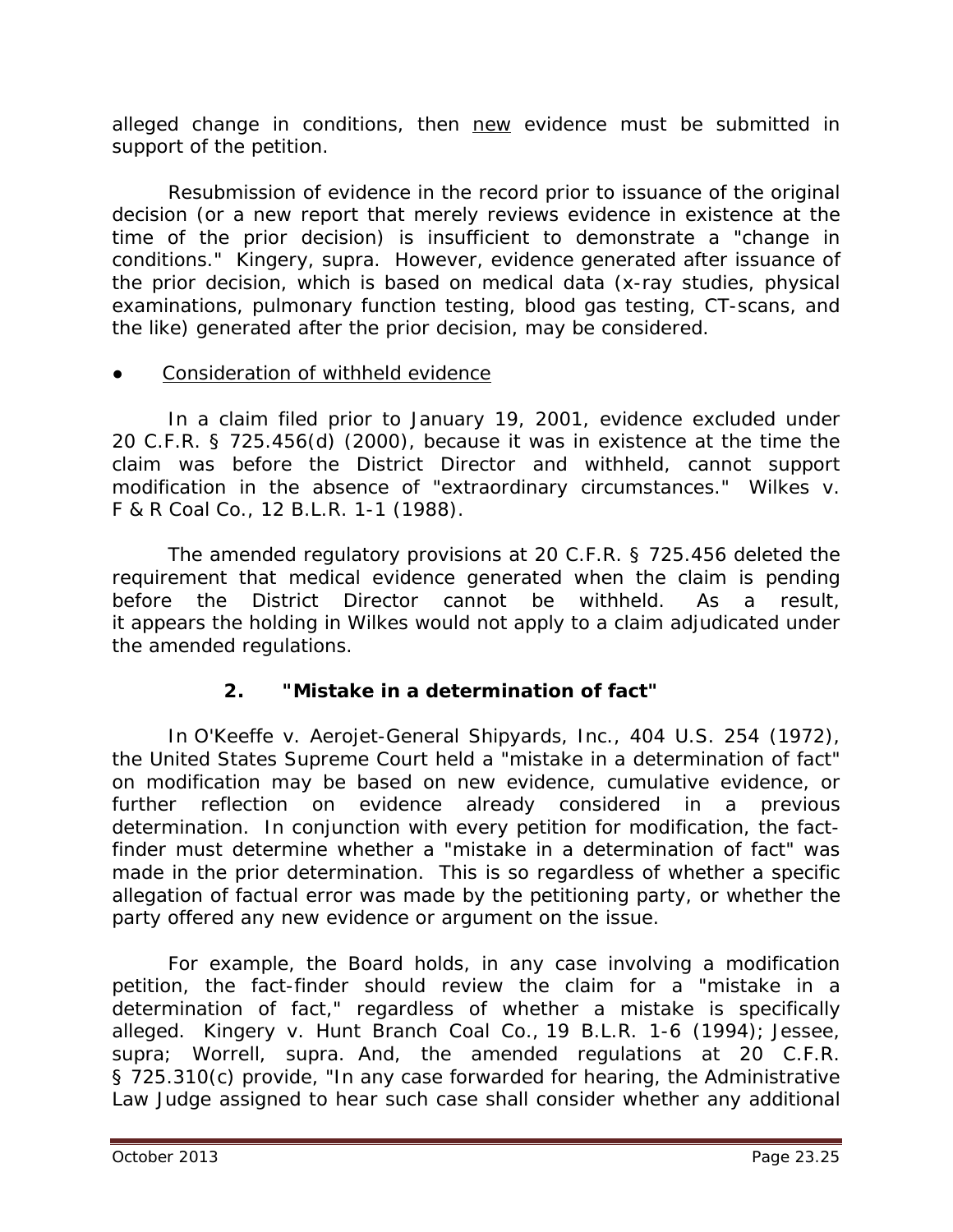alleged change in conditions, then new evidence must be submitted in support of the petition.

Resubmission of evidence in the record prior to issuance of the original decision (or a new report that merely reviews evidence in existence at the time of the prior decision) is insufficient to demonstrate a "change in conditions." *Kingery, supra.* However, evidence generated after issuance of the prior decision, which is based on medical data (x-ray studies, physical examinations, pulmonary function testing, blood gas testing, CT-scans, and the like) generated after the prior decision, may be considered.

- Consideration of withheld evidence

In a claim filed prior to January 19, 2001, evidence excluded under 20 C.F.R. § 725.456(d) (2000), because it was in existence at the time the claim was before the District Director and withheld, cannot support modification in the absence of "extraordinary circumstances." *Wilkes v. F & R Coal Co.*, 12 B.L.R. 1-1 (1988).

The amended regulatory provisions at 20 C.F.R. § 725.456 deleted the requirement that medical evidence generated when the claim is pending before the District Director cannot be withheld. As a result, it appears the holding in *Wilkes* would not apply to a claim adjudicated under the amended regulations.

### 2. "Mistake in a determination of fact"

In *O'Keeffe v. Aerojet-General Shipyards, Inc.*, 404 U.S. 254 (1972), the United States Supreme Court held a "mistake in a determination of fact" on modification may be based on new evidence, cumulative evidence, or further reflection on evidence already considered in a previous determination. In conjunction with every petition for modification, the fact-finder must determine whether a "mistake in a determination of fact" was made in the prior determination. This is so regardless of whether a specific allegation of factual error was made by the petitioning party, or whether the party offered any new evidence or argument on the issue.

For example, the Board holds, in any case involving a modification petition, the fact-finder should review the claim for a "mistake in a determination of fact," regardless of whether a mistake is specifically alleged. *Kingery v. Hunt Branch Coal Co.*, 19 B.L.R. 1-6 (1994); *Jessee, supra*; *Worrell, supra*. And, the amended regulations at 20 C.F.R. § 725.310(c) provide, "In any case forwarded for hearing, the Administrative Law Judge assigned to hear such case shall consider whether any additional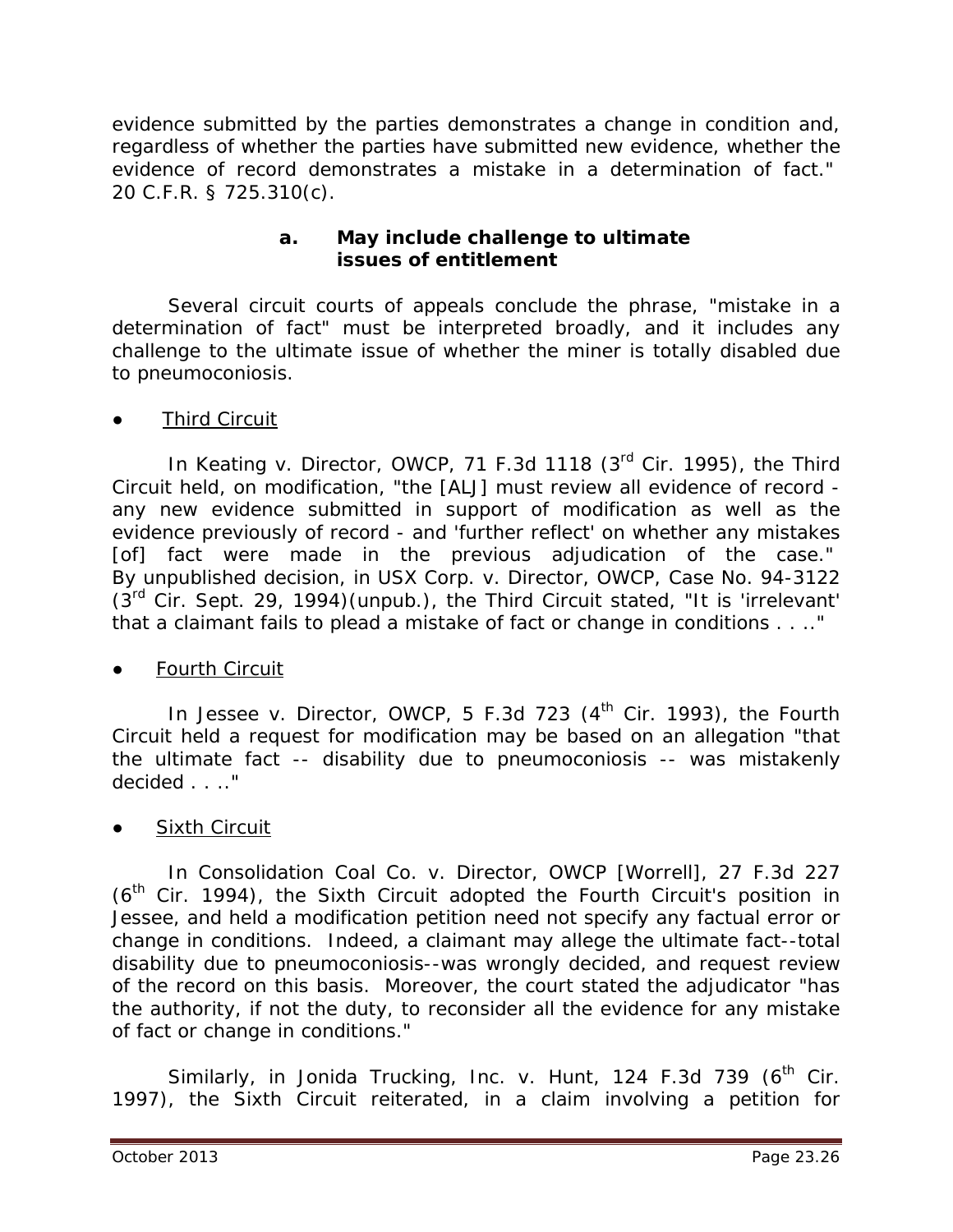evidence submitted by the parties demonstrates a change in condition and, regardless of whether the parties have submitted new evidence, whether the evidence of record demonstrates a mistake in a determination of fact." 20 C.F.R. § 725.310(c).

#### a. May include challenge to ultimate issues of entitlement

Several circuit courts of appeals conclude the phrase, "mistake in a determination of fact" must be interpreted broadly, and it includes any challenge to the ultimate issue of whether the miner is totally disabled due to pneumoconiosis.

- Third Circuit

In *Keating v. Director, OWCP*, 71 F.3d 1118 (3rd Cir. 1995), the Third Circuit held, on modification, "the [ALJ] must review all evidence of record - any new evidence submitted in support of modification as well as the evidence previously of record - and 'further reflect' on whether any mistakes [of] fact were made in the previous adjudication of the case." By unpublished decision, in *USX Corp. v. Director, OWCP*, Case No. 94-3122 (3rd Cir. Sept. 29, 1994)(unpub.), the Third Circuit stated, "It is 'irrelevant' that a claimant fails to plead a mistake of fact or change in conditions . . .."

- Fourth Circuit

In *Jessee v. Director, OWCP*, 5 F.3d 723 (4th Cir. 1993), the Fourth Circuit held a request for modification may be based on an allegation "that the ultimate fact -- disability due to pneumoconiosis -- was mistakenly decided . . .."

- Sixth Circuit

In *Consolidation Coal Co. v. Director, OWCP [Worrell]*, 27 F.3d 227 (6th Cir. 1994), the Sixth Circuit adopted the Fourth Circuit's position in *Jessee*, and held a modification petition need not specify any factual error or change in conditions. Indeed, a claimant may allege the ultimate fact--total disability due to pneumoconiosis--was wrongly decided, and request review of the record on this basis. Moreover, the court stated the adjudicator "has the authority, if not the duty, to reconsider all the evidence for any mistake of fact or change in conditions."

Similarly, in *Jonida Trucking, Inc. v. Hunt*, 124 F.3d 739 (6th Cir. 1997), the Sixth Circuit reiterated, in a claim involving a petition for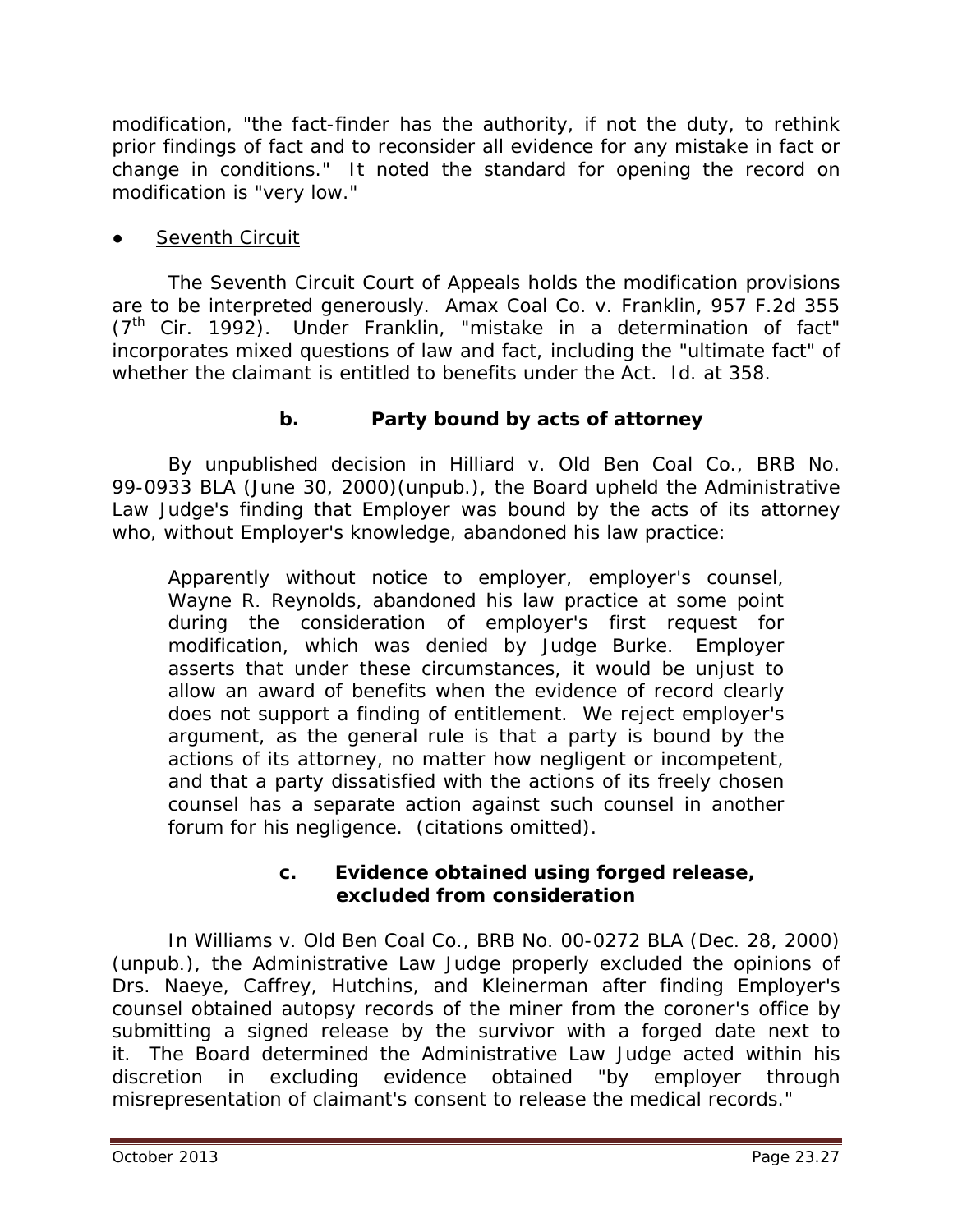modification, "the fact-finder has the authority, if not the duty, to rethink prior findings of fact and to reconsider all evidence for any mistake in fact or change in conditions." It noted the standard for opening the record on modification is "very low."

- <u>Seventh Circuit</u>

The Seventh Circuit Court of Appeals holds the modification provisions are to be interpreted generously. *Amax Coal Co. v. Franklin*, 957 F.2d 355 (7th Cir. 1992). Under *Franklin*, "mistake in a determination of fact" incorporates mixed questions of law and fact, including the "ultimate fact" of whether the claimant is entitled to benefits under the Act. *Id.* at 358.

**b. Party bound by acts of attorney**

By unpublished decision in *Hilliard v. Old Ben Coal Co.*, BRB No. 99-0933 BLA (June 30, 2000)(unpub.), the Board upheld the Administrative Law Judge's finding that Employer was bound by the acts of its attorney who, without Employer's knowledge, abandoned his law practice:

> Apparently without notice to employer, employer's counsel, Wayne R. Reynolds, abandoned his law practice at some point during the consideration of employer's first request for modification, which was denied by Judge Burke. Employer asserts that under these circumstances, it would be unjust to allow an award of benefits when the evidence of record clearly does not support a finding of entitlement. We reject employer's argument, as the general rule is that a party is bound by the actions of its attorney, no matter how negligent or incompetent, and that a party dissatisfied with the actions of its freely chosen counsel has a separate action against such counsel in another forum for his negligence. (citations omitted).

**c. Evidence obtained using forged release, excluded from consideration**

In *Williams v. Old Ben Coal Co.*, BRB No. 00-0272 BLA (Dec. 28, 2000) (unpub.), the Administrative Law Judge properly excluded the opinions of Drs. Naeye, Caffrey, Hutchins, and Kleinerman after finding Employer's counsel obtained autopsy records of the miner from the coroner's office by submitting a signed release by the survivor with a forged date next to it. The Board determined the Administrative Law Judge acted within his discretion in excluding evidence obtained "by employer through misrepresentation of claimant's consent to release the medical records."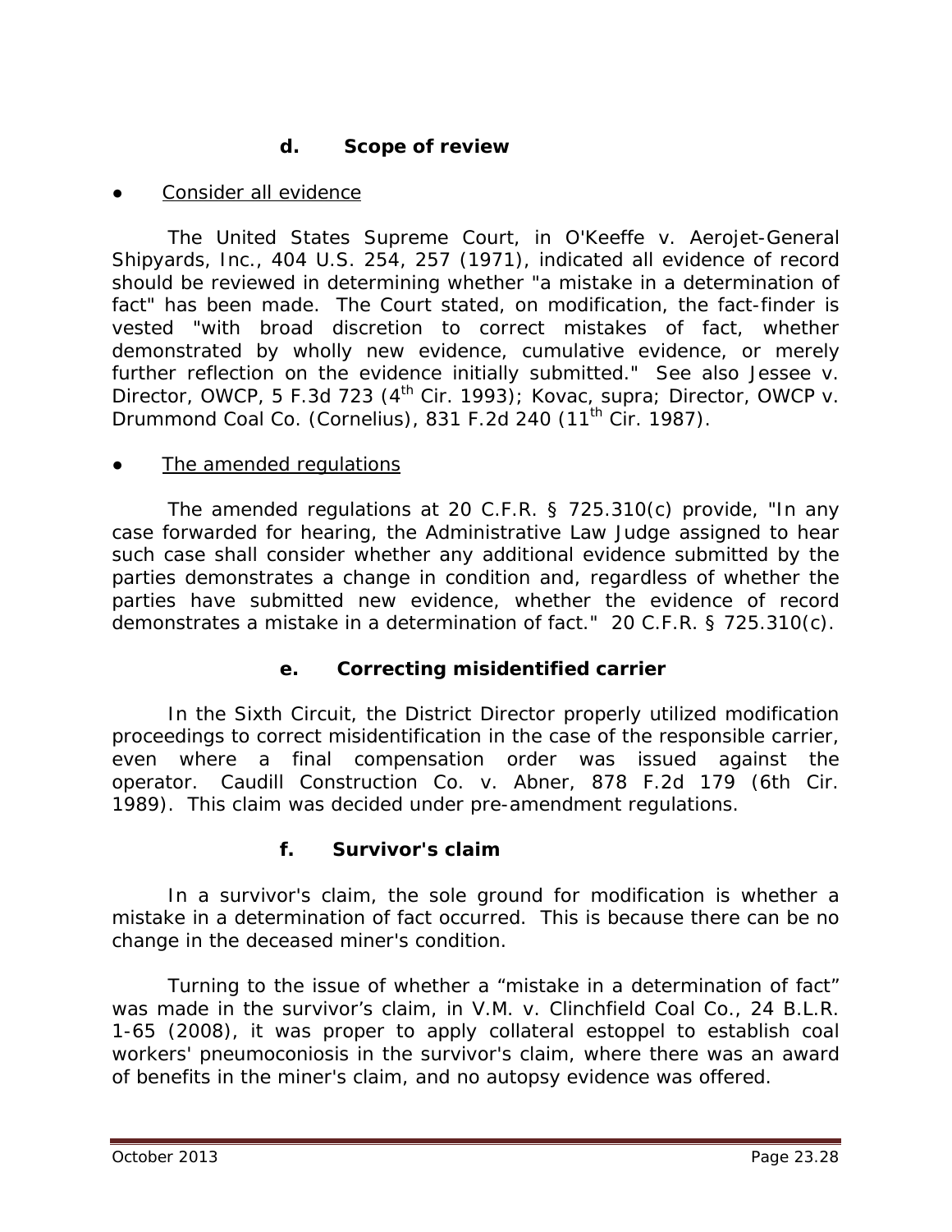### d. Scope of review

● Consider all evidence

The United States Supreme Court, in *O'Keeffe v. Aerojet-General Shipyards, Inc.*, 404 U.S. 254, 257 (1971), indicated all evidence of record should be reviewed in determining whether "a mistake in a determination of fact" has been made. The Court stated, on modification, the fact-finder is vested "with broad discretion to correct mistakes of fact, whether demonstrated by wholly new evidence, cumulative evidence, or merely further reflection on the evidence initially submitted." *See also Jessee v. Director, OWCP*, 5 F.3d 723 (4th Cir. 1993); *Kovac, supra*; *Director, OWCP v. Drummond Coal Co. (Cornelius)*, 831 F.2d 240 (11th Cir. 1987).

● The amended regulations

The amended regulations at 20 C.F.R. § 725.310(c) provide, "In any case forwarded for hearing, the Administrative Law Judge assigned to hear such case shall consider whether any additional evidence submitted by the parties demonstrates a change in condition and, regardless of whether the parties have submitted new evidence, whether the evidence of record demonstrates a mistake in a determination of fact." 20 C.F.R. § 725.310(c).

### e. Correcting misidentified carrier

In the Sixth Circuit, the District Director properly utilized modification proceedings to correct misidentification in the case of the responsible carrier, even where a final compensation order was issued against the operator. *Caudill Construction Co. v. Abner*, 878 F.2d 179 (6th Cir. 1989). This claim was decided under pre-amendment regulations.

### f. Survivor's claim

In a survivor's claim, the sole ground for modification is whether a mistake in a determination of fact occurred. This is because there can be no change in the deceased miner's condition.

Turning to the issue of whether a "mistake in a determination of fact" was made in the survivor's claim, in *V.M. v. Clinchfield Coal Co.*, 24 B.L.R. 1-65 (2008), it was proper to apply collateral estoppel to establish coal workers' pneumoconiosis in the survivor's claim, where there was an award of benefits in the miner's claim, and no autopsy evidence was offered.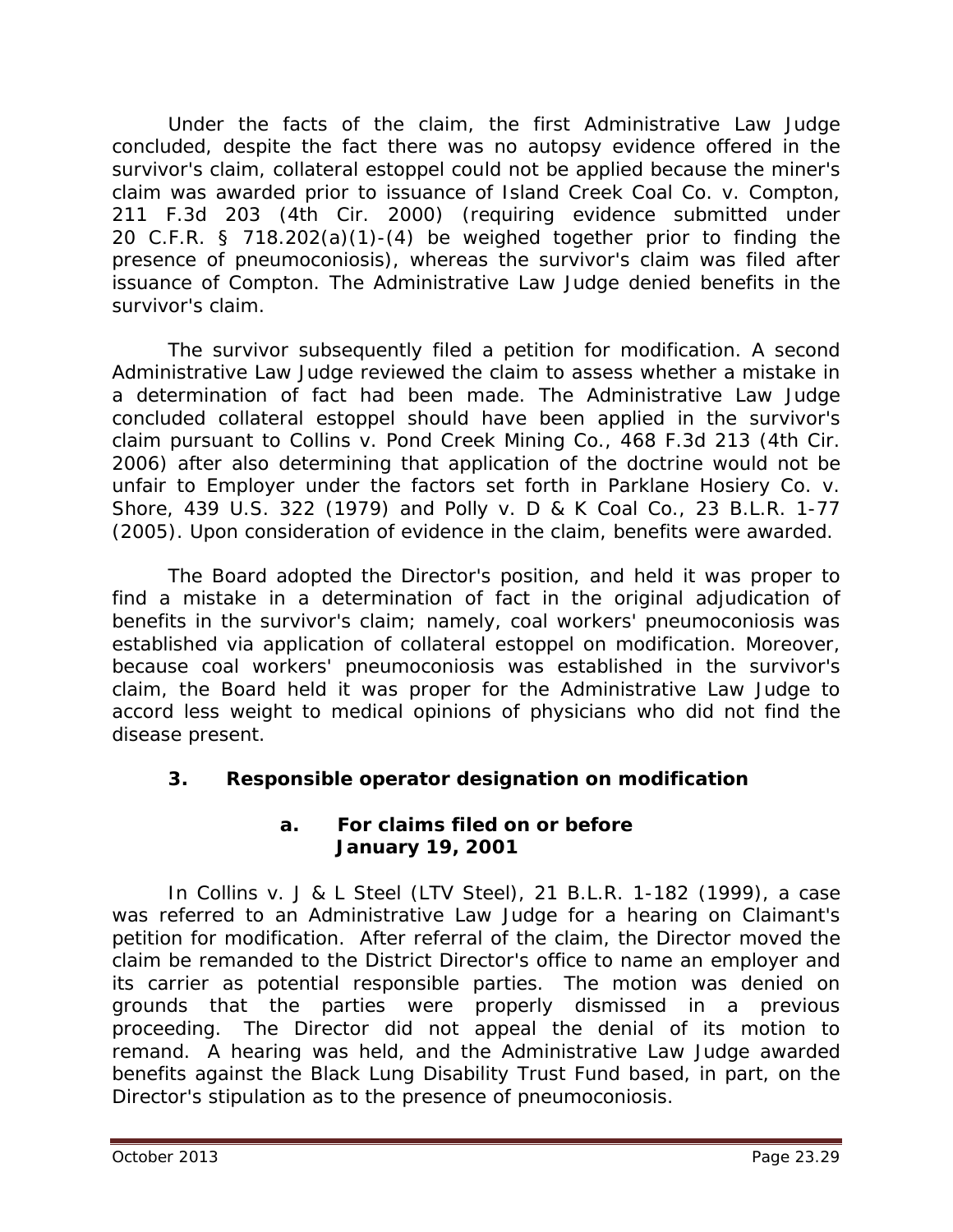Under the facts of the claim, the first Administrative Law Judge concluded, despite the fact there was no autopsy evidence offered in the survivor's claim, collateral estoppel could not be applied because the miner's claim was awarded prior to issuance of *Island Creek Coal Co. v. Compton*, 211 F.3d 203 (4th Cir. 2000) (requiring evidence submitted under 20 C.F.R. § 718.202(a)(1)-(4) be weighed together prior to finding the presence of pneumoconiosis), whereas the survivor's claim was filed after issuance of *Compton*. The Administrative Law Judge denied benefits in the survivor's claim.

The survivor subsequently filed a petition for modification. A second Administrative Law Judge reviewed the claim to assess whether a mistake in a determination of fact had been made. The Administrative Law Judge concluded collateral estoppel should have been applied in the survivor's claim pursuant to *Collins v. Pond Creek Mining Co.*, 468 F.3d 213 (4th Cir. 2006) after also determining that application of the doctrine would not be unfair to Employer under the factors set forth in *Parklane Hosiery Co. v. Shore*, 439 U.S. 322 (1979) and *Polly v. D & K Coal Co.*, 23 B.L.R. 1-77 (2005). Upon consideration of evidence in the claim, benefits were awarded.

The Board adopted the Director's position, and held it was proper to find a mistake in a determination of fact in the original adjudication of benefits in the survivor's claim; namely, coal workers' pneumoconiosis was established via application of collateral estoppel on modification. Moreover, because coal workers' pneumoconiosis was established in the survivor's claim, the Board held it was proper for the Administrative Law Judge to accord less weight to medical opinions of physicians who did not find the disease present.

### 3. Responsible operator designation on modification

#### a. For claims filed on or before January 19, 2001

In *Collins v. J & L Steel (LTV Steel)*, 21 B.L.R. 1-182 (1999), a case was referred to an Administrative Law Judge for a hearing on Claimant's petition for modification. After referral of the claim, the Director moved the claim be remanded to the District Director's office to name an employer and its carrier as potential responsible parties. The motion was denied on grounds that the parties were properly dismissed in a previous proceeding. The Director did not appeal the denial of its motion to remand. A hearing was held, and the Administrative Law Judge awarded benefits against the Black Lung Disability Trust Fund based, in part, on the Director's stipulation as to the presence of pneumoconiosis.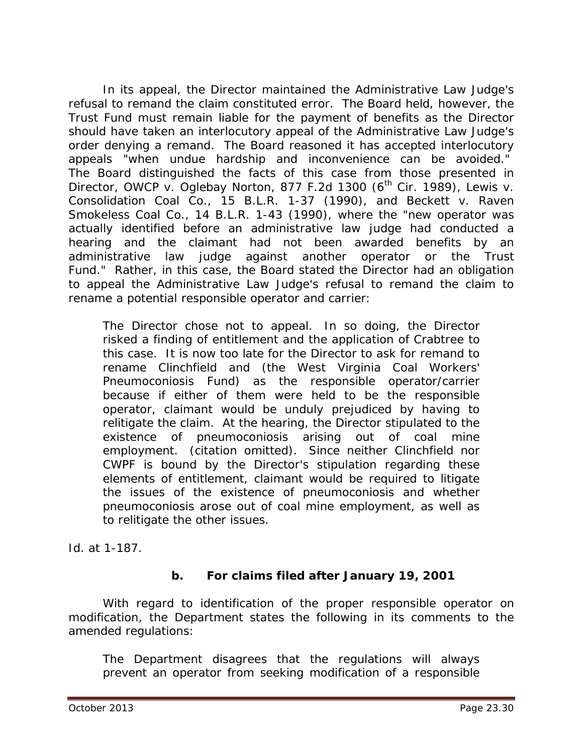In its appeal, the Director maintained the Administrative Law Judge's refusal to remand the claim constituted error. The Board held, however, the Trust Fund must remain liable for the payment of benefits as the Director should have taken an interlocutory appeal of the Administrative Law Judge's order denying a remand. The Board reasoned it has accepted interlocutory appeals "when undue hardship and inconvenience can be avoided." The Board distinguished the facts of this case from those presented in *Director, OWCP v. Oglebay Norton*, 877 F.2d 1300 (6th Cir. 1989), *Lewis v. Consolidation Coal Co.*, 15 B.L.R. 1-37 (1990), and *Beckett v. Raven Smokeless Coal Co.*, 14 B.L.R. 1-43 (1990), where the "new operator was actually identified before an administrative law judge had conducted a hearing and the claimant had not been awarded benefits by an administrative law judge against another operator or the Trust Fund." Rather, in this case, the Board stated the Director had an obligation to appeal the Administrative Law Judge's refusal to remand the claim to rename a potential responsible operator and carrier:

> The Director chose not to appeal. In so doing, the Director risked a finding of entitlement and the application of *Crabtree* to this case. It is now too late for the Director to ask for remand to rename Clinchfield and (the West Virginia Coal Workers' Pneumoconiosis Fund) as the responsible operator/carrier because if either of them were held to be the responsible operator, claimant would be unduly prejudiced by having to relitigate the claim. At the hearing, the Director stipulated to the existence of pneumoconiosis arising out of coal mine employment. (citation omitted). Since neither Clinchfield nor CWPF is bound by the Director's stipulation regarding these elements of entitlement, claimant would be required to litigate the issues of the existence of pneumoconiosis and whether pneumoconiosis arose out of coal mine employment, as well as to relitigate the other issues.

*Id.* at 1-187.

### b. For claims filed after January 19, 2001

With regard to identification of the proper responsible operator on modification, the Department states the following in its comments to the amended regulations:

> The Department disagrees that the regulations will always prevent an operator from seeking modification of a responsible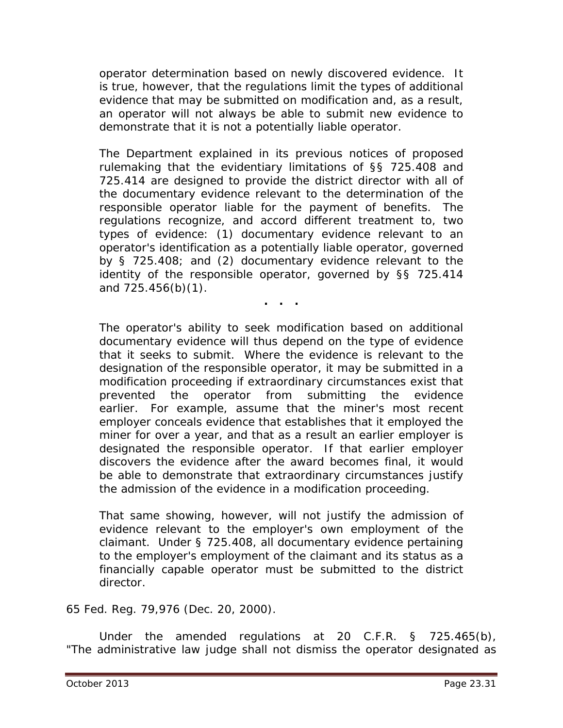> operator determination based on newly discovered evidence. It is true, however, that the regulations limit the types of additional evidence that may be submitted on modification and, as a result, an operator will not always be able to submit new evidence to demonstrate that it is not a potentially liable operator.
>
> The Department explained in its previous notices of proposed rulemaking that the evidentiary limitations of §§ 725.408 and 725.414 are designed to provide the district director with all of the documentary evidence relevant to the determination of the responsible operator liable for the payment of benefits. The regulations recognize, and accord different treatment to, two types of evidence: (1) documentary evidence relevant to an operator's identification as a potentially liable operator, governed by § 725.408; and (2) documentary evidence relevant to the identity of the responsible operator, governed by §§ 725.414 and 725.456(b)(1).
>
> . . .
>
> The operator's ability to seek modification based on additional documentary evidence will thus depend on the type of evidence that it seeks to submit. Where the evidence is relevant to the designation of the responsible operator, it may be submitted in a modification proceeding if extraordinary circumstances exist that prevented the operator from submitting the evidence earlier. For example, assume that the miner's most recent employer conceals evidence that establishes that it employed the miner for over a year, and that as a result an earlier employer is designated the responsible operator. If that earlier employer discovers the evidence after the award becomes final, it would be able to demonstrate that extraordinary circumstances justify the admission of the evidence in a modification proceeding.
>
> That same showing, however, will not justify the admission of evidence relevant to the employer's own employment of the claimant. Under § 725.408, all documentary evidence pertaining to the employer's employment of the claimant and its status as a financially capable operator must be submitted to the district director.

65 Fed. Reg. 79,976 (Dec. 20, 2000).

Under the amended regulations at 20 C.F.R. § 725.465(b), "The administrative law judge shall not dismiss the operator designated as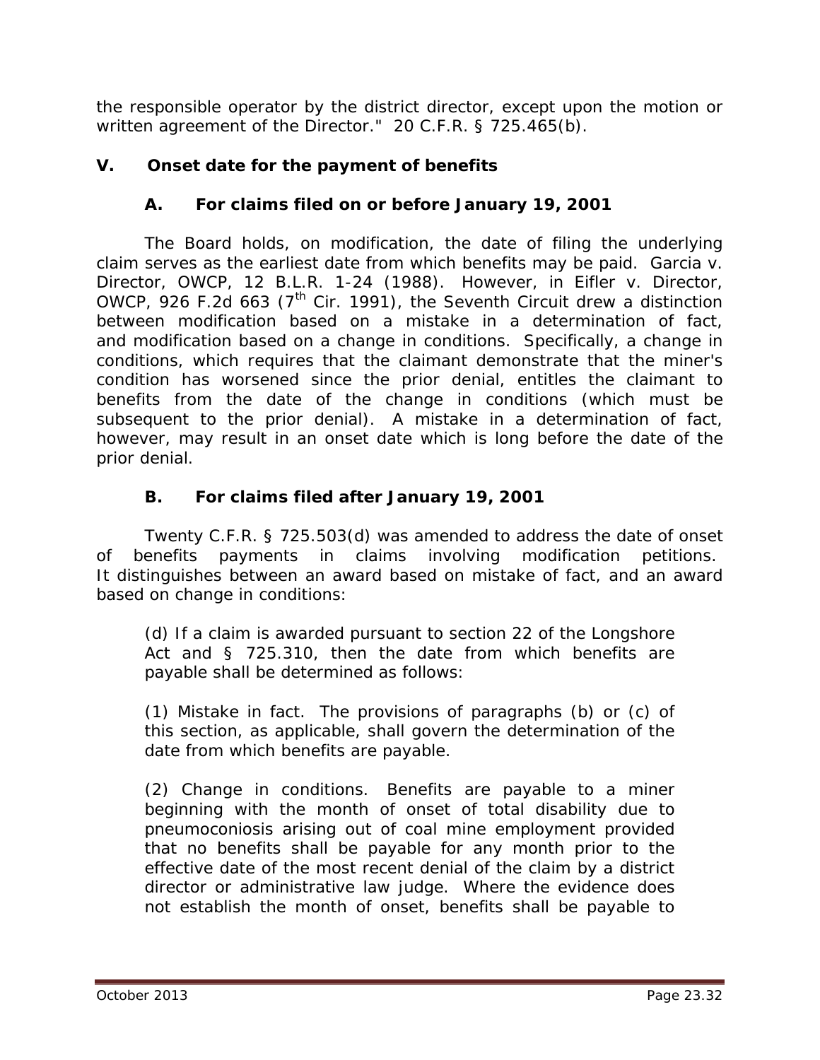the responsible operator by the district director, except upon the motion or written agreement of the Director." 20 C.F.R. § 725.465(b).

## V. Onset date for the payment of benefits

### A. For claims filed on or before January 19, 2001

The Board holds, on modification, the date of filing the underlying claim serves as the earliest date from which benefits may be paid. *Garcia v. Director, OWCP*, 12 B.L.R. 1-24 (1988). However, in *Eifler v. Director, OWCP*, 926 F.2d 663 (7th Cir. 1991), the Seventh Circuit drew a distinction between modification based on a mistake in a determination of fact, and modification based on a change in conditions. Specifically, a change in conditions, which requires that the claimant demonstrate that the miner's condition has worsened since the prior denial, entitles the claimant to benefits from the date of the change in conditions (which must be subsequent to the prior denial). A mistake in a determination of fact, however, may result in an onset date which is long before the date of the prior denial.

### B. For claims filed after January 19, 2001

Twenty C.F.R. § 725.503(d) was amended to address the date of onset of benefits payments in claims involving modification petitions. It distinguishes between an award based on mistake of fact, and an award based on change in conditions:

> (d) If a claim is awarded pursuant to section 22 of the Longshore Act and § 725.310, then the date from which benefits are payable shall be determined as follows:
>
> (1) Mistake in fact. The provisions of paragraphs (b) or (c) of this section, as applicable, shall govern the determination of the date from which benefits are payable.
>
> (2) Change in conditions. Benefits are payable to a miner beginning with the month of onset of total disability due to pneumoconiosis arising out of coal mine employment provided that no benefits shall be payable for any month prior to the effective date of the most recent denial of the claim by a district director or administrative law judge. Where the evidence does not establish the month of onset, benefits shall be payable to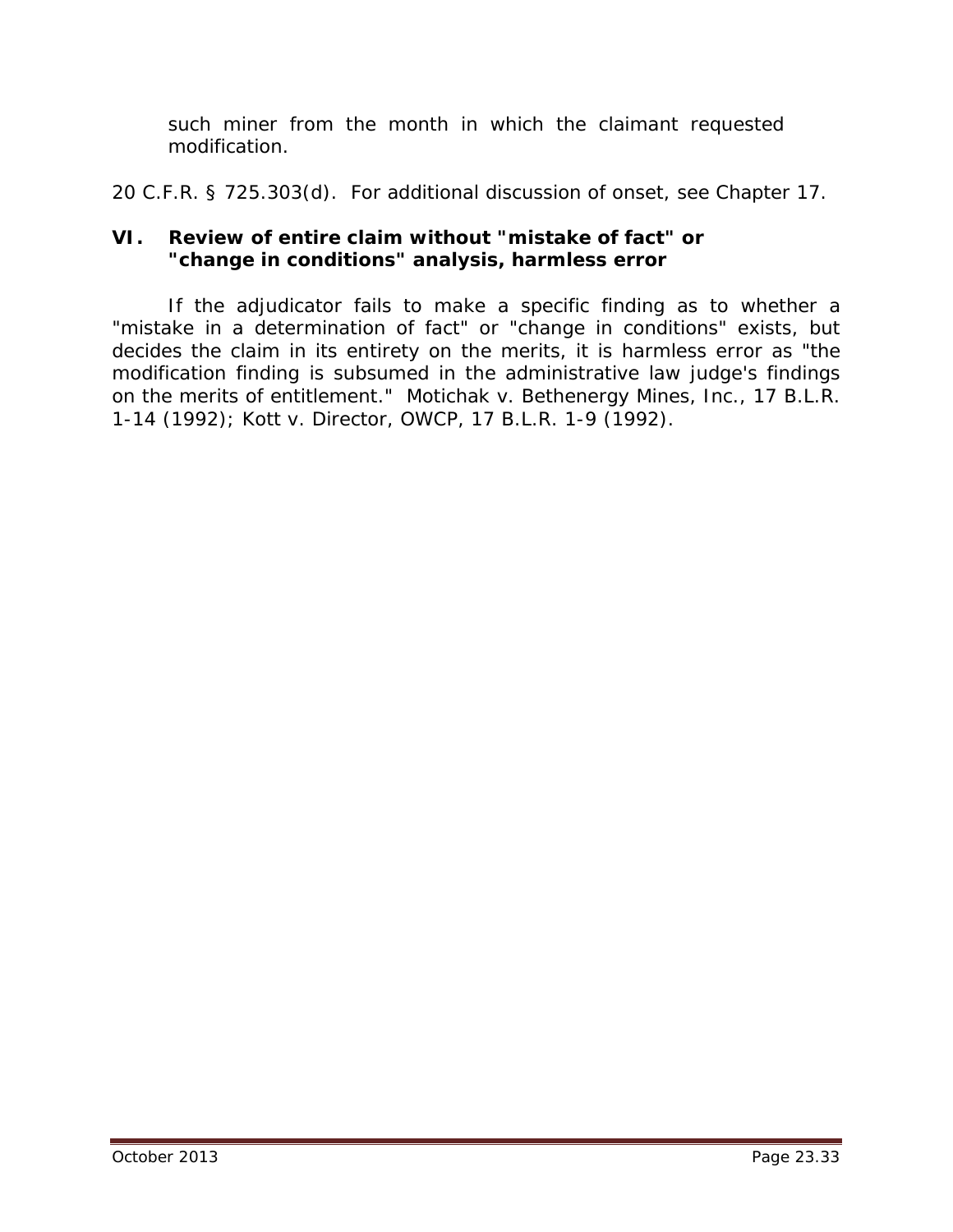such miner from the month in which the claimant requested modification.

20 C.F.R. § 725.303(d). For additional discussion of onset, see Chapter 17.

## VI. Review of entire claim without "mistake of fact" or "change in conditions" analysis, harmless error

If the adjudicator fails to make a specific finding as to whether a "mistake in a determination of fact" or "change in conditions" exists, but decides the claim in its entirety on the merits, it is harmless error as "the modification finding is subsumed in the administrative law judge's findings on the merits of entitlement." *Motichak v. Bethenergy Mines, Inc.*, 17 B.L.R. 1-14 (1992); *Kott v. Director, OWCP*, 17 B.L.R. 1-9 (1992).